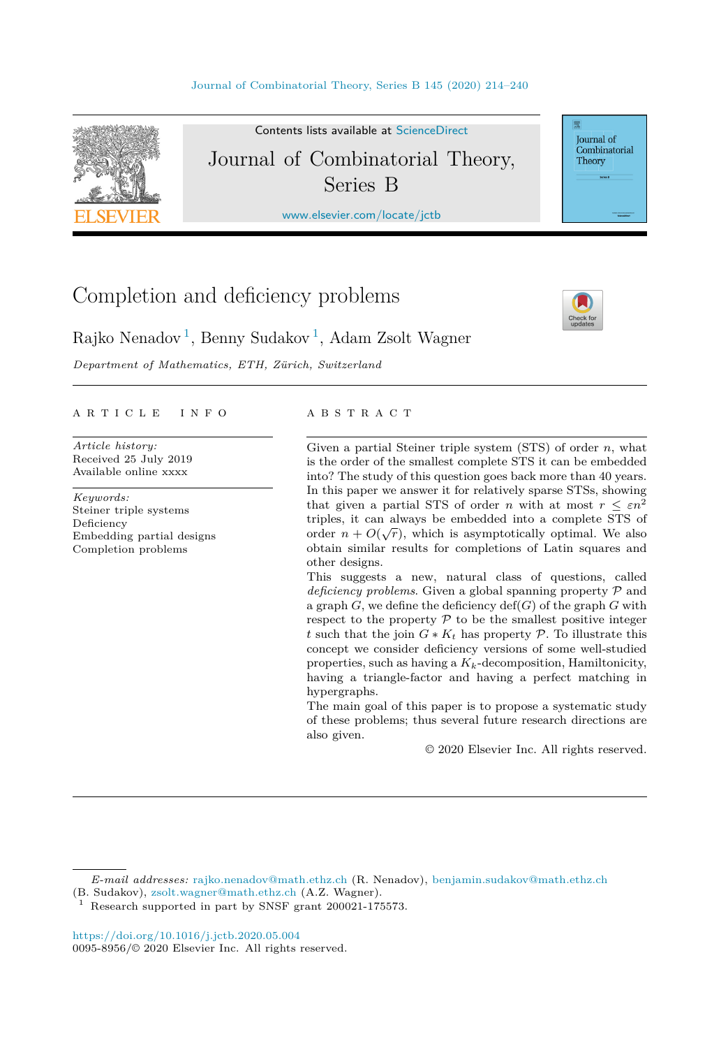Contents lists available at ScienceDirect

# Journal of Combinatorial Theory, Series B

www.elsevier.com/locate/jctb

# Completion and deficiency problems

Rajko Nenadov [1], Benny Sudakov [1], Adam Zsolt Wagner

*Department of Mathematics, ETH, Zürich, Switzerland*

## ARTICLE INFO

*Article history:*
Received 25 July 2019
Available online xxxx

*Keywords:*
Steiner triple systems
Deficiency
Embedding partial designs
Completion problems

## ABSTRACT

Given a partial Steiner triple system (STS) of order $n$, what is the order of the smallest complete STS it can be embedded into? The study of this question goes back more than 40 years. In this paper we answer it for relatively sparse STSs, showing that given a partial STS of order $n$ with at most $r \leq \varepsilon n^2$ triples, it can always be embedded into a complete STS of order $n + O(\sqrt{r})$, which is asymptotically optimal. We also obtain similar results for completions of Latin squares and other designs.

This suggests a new, natural class of questions, called *deficiency problems*. Given a global spanning property $\mathcal{P}$ and a graph $G$, we define the deficiency $\mathrm{def}(G)$ of the graph $G$ with respect to the property $\mathcal{P}$ to be the smallest positive integer $t$ such that the join $G * K_t$ has property $\mathcal{P}$. To illustrate this concept we consider deficiency versions of some well-studied properties, such as having a $K_k$-decomposition, Hamiltonicity, having a triangle-factor and having a perfect matching in hypergraphs.

The main goal of this paper is to propose a systematic study of these problems; thus several future research directions are also given.

© 2020 Elsevier Inc. All rights reserved.

---

*E-mail addresses:* rajko.nenadov@math.ethz.ch (R. Nenadov), benjamin.sudakov@math.ethz.ch (B. Sudakov), zsolt.wagner@math.ethz.ch (A.Z. Wagner).

[1] Research supported in part by SNSF grant 200021-175573.

https://doi.org/10.1016/j.jctb.2020.05.004
0095-8956/© 2020 Elsevier Inc. All rights reserved.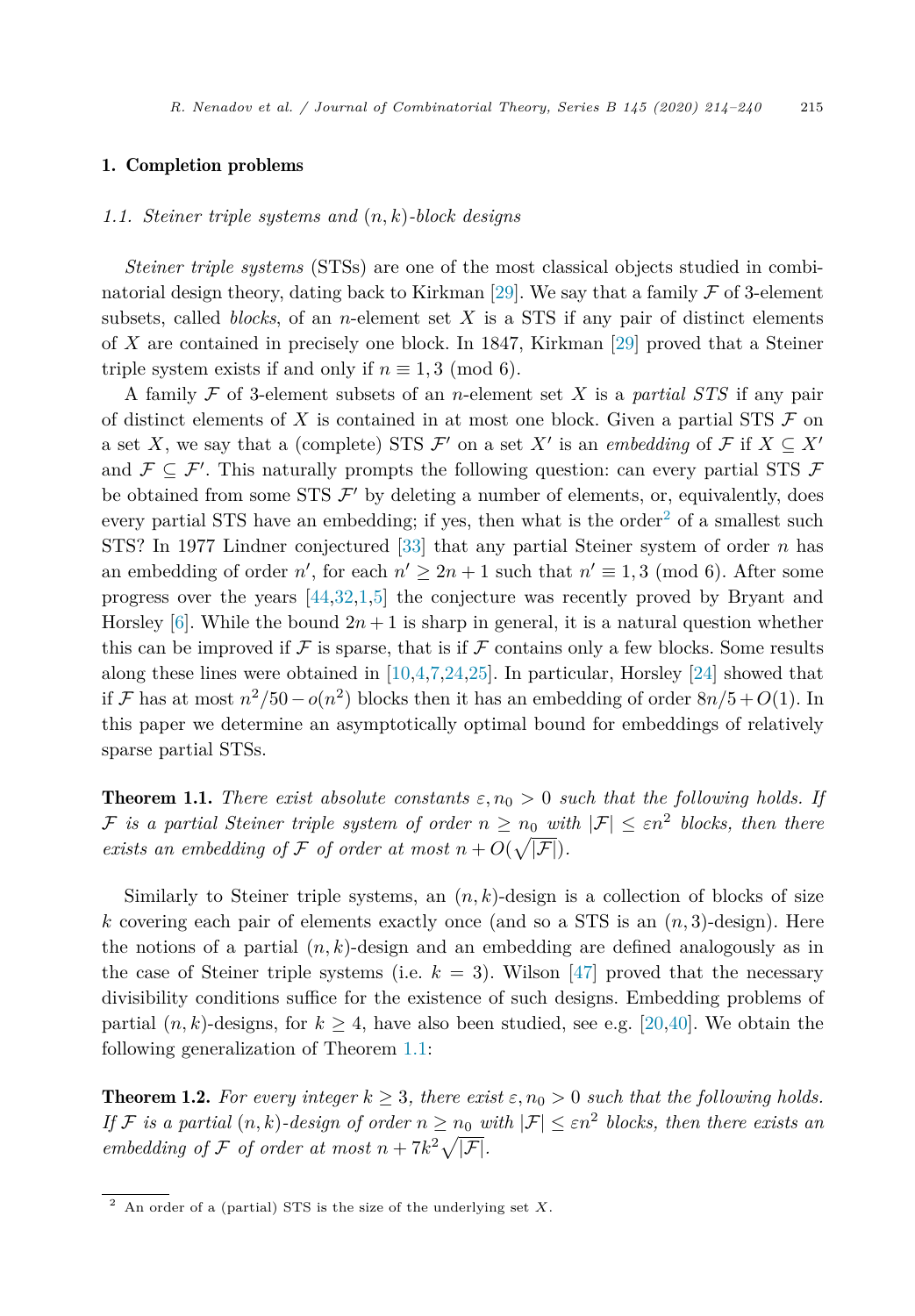## 1. Completion problems

### 1.1. Steiner triple systems and $(n, k)$-block designs

*Steiner triple systems* (STSs) are one of the most classical objects studied in combinatorial design theory, dating back to Kirkman [29]. We say that a family $\mathcal{F}$ of 3-element subsets, called *blocks*, of an $n$-element set $X$ is a STS if any pair of distinct elements of $X$ are contained in precisely one block. In 1847, Kirkman [29] proved that a Steiner triple system exists if and only if $n \equiv 1, 3 \pmod 6$.

A family $\mathcal{F}$ of 3-element subsets of an $n$-element set $X$ is a *partial STS* if any pair of distinct elements of $X$ is contained in at most one block. Given a partial STS $\mathcal{F}$ on a set $X$, we say that a (complete) STS $\mathcal{F}'$ on a set $X'$ is an *embedding* of $\mathcal{F}$ if $X \subseteq X'$ and $\mathcal{F} \subseteq \mathcal{F}'$. This naturally prompts the following question: can every partial STS $\mathcal{F}$ be obtained from some STS $\mathcal{F}'$ by deleting a number of elements, or, equivalently, does every partial STS have an embedding; if yes, then what is the order[2] of a smallest such STS? In 1977 Lindner conjectured [33] that any partial Steiner system of order $n$ has an embedding of order $n'$, for each $n' \geq 2n + 1$ such that $n' \equiv 1, 3 \pmod 6$. After some progress over the years [44,32,1,5] the conjecture was recently proved by Bryant and Horsley [6]. While the bound $2n + 1$ is sharp in general, it is a natural question whether this can be improved if $\mathcal{F}$ is sparse, that is if $\mathcal{F}$ contains only a few blocks. Some results along these lines were obtained in [10,4,7,24,25]. In particular, Horsley [24] showed that if $\mathcal{F}$ has at most $n^2/50 - o(n^2)$ blocks then it has an embedding of order $8n/5 + O(1)$. In this paper we determine an asymptotically optimal bound for embeddings of relatively sparse partial STSs.

**Theorem 1.1.** *There exist absolute constants $\varepsilon, n_0 > 0$ such that the following holds. If $\mathcal{F}$ is a partial Steiner triple system of order $n \geq n_0$ with $|\mathcal{F}| \leq \varepsilon n^2$ blocks, then there exists an embedding of $\mathcal{F}$ of order at most $n + O(\sqrt{|\mathcal{F}|})$.*

Similarly to Steiner triple systems, an $(n, k)$-design is a collection of blocks of size $k$ covering each pair of elements exactly once (and so a STS is an $(n, 3)$-design). Here the notions of a partial $(n, k)$-design and an embedding are defined analogously as in the case of Steiner triple systems (i.e. $k = 3$). Wilson [47] proved that the necessary divisibility conditions suffice for the existence of such designs. Embedding problems of partial $(n, k)$-designs, for $k \geq 4$, have also been studied, see e.g. [20,40]. We obtain the following generalization of Theorem 1.1:

**Theorem 1.2.** *For every integer $k \geq 3$, there exist $\varepsilon, n_0 > 0$ such that the following holds. If $\mathcal{F}$ is a partial $(n, k)$-design of order $n \geq n_0$ with $|\mathcal{F}| \leq \varepsilon n^2$ blocks, then there exists an embedding of $\mathcal{F}$ of order at most $n + 7k^2\sqrt{|\mathcal{F}|}$.*

[2] An order of a (partial) STS is the size of the underlying set $X$.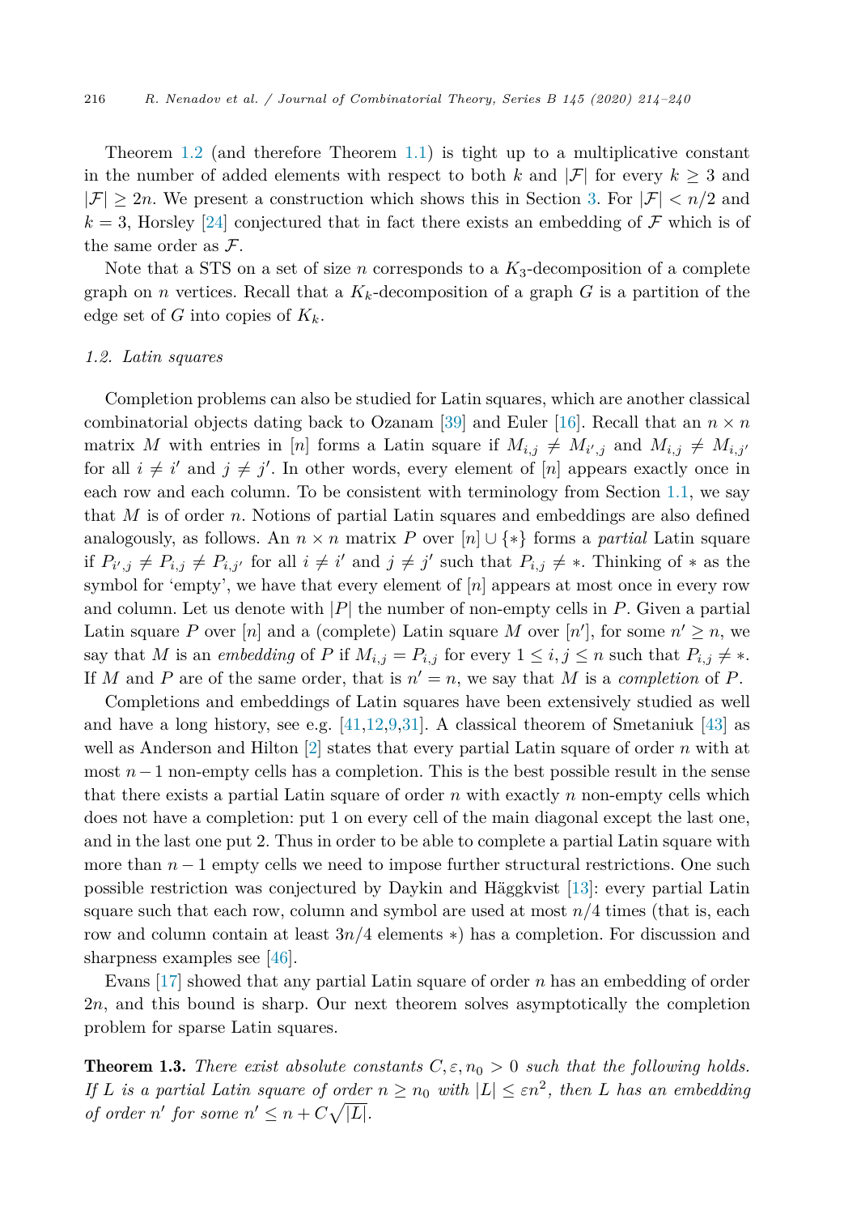Theorem 1.2 (and therefore Theorem 1.1) is tight up to a multiplicative constant in the number of added elements with respect to both $k$ and $|\mathcal{F}|$ for every $k \geq 3$ and $|\mathcal{F}| \geq 2n$. We present a construction which shows this in Section 3. For $|\mathcal{F}| < n/2$ and $k = 3$, Horsley [24] conjectured that in fact there exists an embedding of $\mathcal{F}$ which is of the same order as $\mathcal{F}$.

Note that a STS on a set of size $n$ corresponds to a $K_3$-decomposition of a complete graph on $n$ vertices. Recall that a $K_k$-decomposition of a graph $G$ is a partition of the edge set of $G$ into copies of $K_k$.

### 1.2. Latin squares

Completion problems can also be studied for Latin squares, which are another classical combinatorial objects dating back to Ozanam [39] and Euler [16]. Recall that an $n \times n$ matrix $M$ with entries in $[n]$ forms a Latin square if $M_{i,j} \neq M_{i',j}$ and $M_{i,j} \neq M_{i,j'}$ for all $i \neq i'$ and $j \neq j'$. In other words, every element of $[n]$ appears exactly once in each row and each column. To be consistent with terminology from Section 1.1, we say that $M$ is of order $n$. Notions of partial Latin squares and embeddings are also defined analogously, as follows. An $n \times n$ matrix $P$ over $[n] \cup \{*\}$ forms a *partial* Latin square if $P_{i',j} \neq P_{i,j} \neq P_{i,j'}$ for all $i \neq i'$ and $j \neq j'$ such that $P_{i,j} \neq *$. Thinking of $*$ as the symbol for 'empty', we have that every element of $[n]$ appears at most once in every row and column. Let us denote with $|P|$ the number of non-empty cells in $P$. Given a partial Latin square $P$ over $[n]$ and a (complete) Latin square $M$ over $[n']$, for some $n' \geq n$, we say that $M$ is an *embedding* of $P$ if $M_{i,j} = P_{i,j}$ for every $1 \leq i, j \leq n$ such that $P_{i,j} \neq *$. If $M$ and $P$ are of the same order, that is $n' = n$, we say that $M$ is a *completion* of $P$.

Completions and embeddings of Latin squares have been extensively studied as well and have a long history, see e.g. [41,12,9,31]. A classical theorem of Smetaniuk [43] as well as Anderson and Hilton [2] states that every partial Latin square of order $n$ with at most $n-1$ non-empty cells has a completion. This is the best possible result in the sense that there exists a partial Latin square of order $n$ with exactly $n$ non-empty cells which does not have a completion: put 1 on every cell of the main diagonal except the last one, and in the last one put 2. Thus in order to be able to complete a partial Latin square with more than $n-1$ empty cells we need to impose further structural restrictions. One such possible restriction was conjectured by Daykin and Häggkvist [13]: every partial Latin square such that each row, column and symbol are used at most $n/4$ times (that is, each row and column contain at least $3n/4$ elements $*$) has a completion. For discussion and sharpness examples see [46].

Evans [17] showed that any partial Latin square of order $n$ has an embedding of order $2n$, and this bound is sharp. Our next theorem solves asymptotically the completion problem for sparse Latin squares.

**Theorem 1.3.** *There exist absolute constants $C, \varepsilon, n_0 > 0$ such that the following holds. If $L$ is a partial Latin square of order $n \geq n_0$ with $|L| \leq \varepsilon n^2$, then $L$ has an embedding of order $n'$ for some $n' \leq n + C\sqrt{|L|}$.*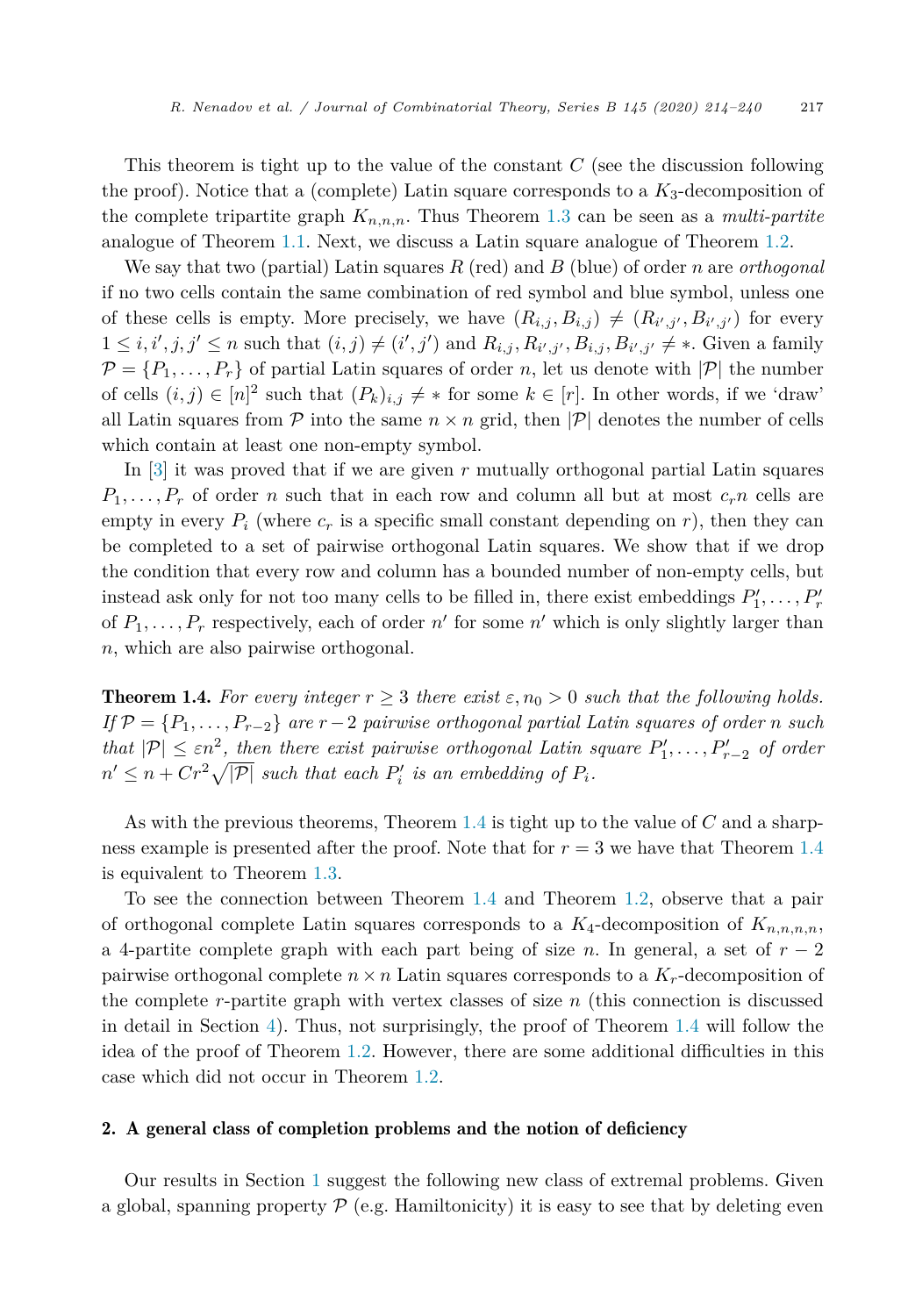This theorem is tight up to the value of the constant $C$ (see the discussion following the proof). Notice that a (complete) Latin square corresponds to a $K_3$-decomposition of the complete tripartite graph $K_{n,n,n}$. Thus Theorem 1.3 can be seen as a *multi-partite* analogue of Theorem 1.1. Next, we discuss a Latin square analogue of Theorem 1.2.

We say that two (partial) Latin squares $R$ (red) and $B$ (blue) of order $n$ are *orthogonal* if no two cells contain the same combination of red symbol and blue symbol, unless one of these cells is empty. More precisely, we have $(R_{i,j}, B_{i,j}) \neq (R_{i',j'}, B_{i',j'})$ for every $1 \leq i, i', j, j' \leq n$ such that $(i,j) \neq (i',j')$ and $R_{i,j}, R_{i',j'}, B_{i,j}, B_{i',j'} \neq *$. Given a family $\mathcal{P} = \{P_1, \ldots, P_r\}$ of partial Latin squares of order $n$, let us denote with $|\mathcal{P}|$ the number of cells $(i,j) \in [n]^2$ such that $(P_k)_{i,j} \neq *$ for some $k \in [r]$. In other words, if we 'draw' all Latin squares from $\mathcal{P}$ into the same $n \times n$ grid, then $|\mathcal{P}|$ denotes the number of cells which contain at least one non-empty symbol.

In [3] it was proved that if we are given $r$ mutually orthogonal partial Latin squares $P_1, \ldots, P_r$ of order $n$ such that in each row and column all but at most $c_r n$ cells are empty in every $P_i$ (where $c_r$ is a specific small constant depending on $r$), then they can be completed to a set of pairwise orthogonal Latin squares. We show that if we drop the condition that every row and column has a bounded number of non-empty cells, but instead ask only for not too many cells to be filled in, there exist embeddings $P_1', \ldots, P_r'$ of $P_1, \ldots, P_r$ respectively, each of order $n'$ for some $n'$ which is only slightly larger than $n$, which are also pairwise orthogonal.

**Theorem 1.4.** *For every integer $r \geq 3$ there exist $\varepsilon, n_0 > 0$ such that the following holds. If $\mathcal{P} = \{P_1, \ldots, P_{r-2}\}$ are $r-2$ pairwise orthogonal partial Latin squares of order $n$ such that $|\mathcal{P}| \leq \varepsilon n^2$, then there exist pairwise orthogonal Latin square $P_1', \ldots, P_{r-2}'$ of order $n' \leq n + Cr^2\sqrt{|\mathcal{P}|}$ such that each $P_i'$ is an embedding of $P_i$.*

As with the previous theorems, Theorem 1.4 is tight up to the value of $C$ and a sharpness example is presented after the proof. Note that for $r = 3$ we have that Theorem 1.4 is equivalent to Theorem 1.3.

To see the connection between Theorem 1.4 and Theorem 1.2, observe that a pair of orthogonal complete Latin squares corresponds to a $K_4$-decomposition of $K_{n,n,n,n}$, a 4-partite complete graph with each part being of size $n$. In general, a set of $r-2$ pairwise orthogonal complete $n \times n$ Latin squares corresponds to a $K_r$-decomposition of the complete $r$-partite graph with vertex classes of size $n$ (this connection is discussed in detail in Section 4). Thus, not surprisingly, the proof of Theorem 1.4 will follow the idea of the proof of Theorem 1.2. However, there are some additional difficulties in this case which did not occur in Theorem 1.2.

## 2. A general class of completion problems and the notion of deficiency

Our results in Section 1 suggest the following new class of extremal problems. Given a global, spanning property $\mathcal{P}$ (e.g. Hamiltonicity) it is easy to see that by deleting even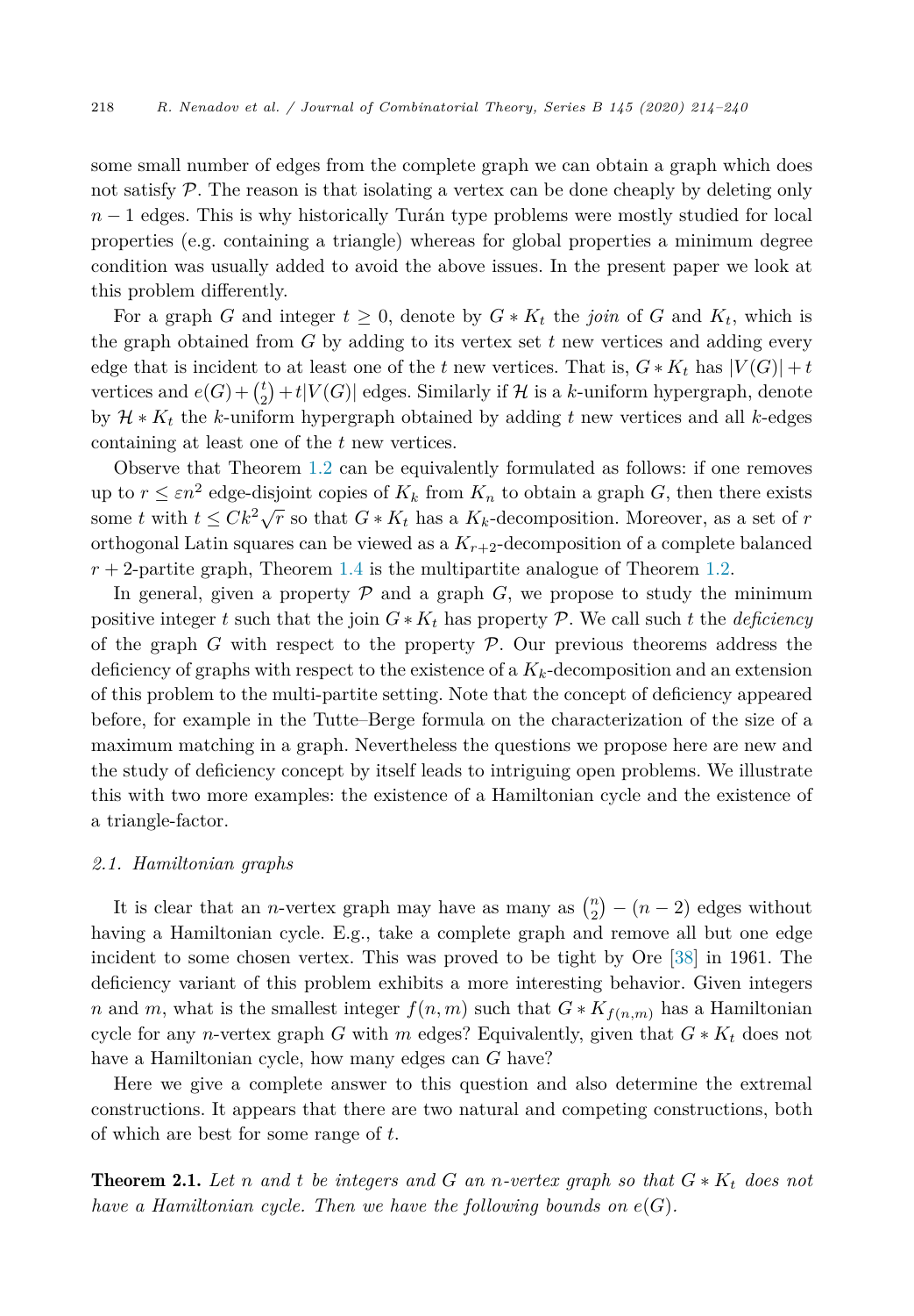some small number of edges from the complete graph we can obtain a graph which does not satisfy $\mathcal{P}$. The reason is that isolating a vertex can be done cheaply by deleting only $n-1$ edges. This is why historically Turán type problems were mostly studied for local properties (e.g. containing a triangle) whereas for global properties a minimum degree condition was usually added to avoid the above issues. In the present paper we look at this problem differently.

For a graph $G$ and integer $t \geq 0$, denote by $G * K_t$ the *join* of $G$ and $K_t$, which is the graph obtained from $G$ by adding to its vertex set $t$ new vertices and adding every edge that is incident to at least one of the $t$ new vertices. That is, $G * K_t$ has $|V(G)| + t$ vertices and $e(G) + \binom{t}{2} + t|V(G)|$ edges. Similarly if $\mathcal{H}$ is a $k$-uniform hypergraph, denote by $\mathcal{H} * K_t$ the $k$-uniform hypergraph obtained by adding $t$ new vertices and all $k$-edges containing at least one of the $t$ new vertices.

Observe that Theorem 1.2 can be equivalently formulated as follows: if one removes up to $r \leq \varepsilon n^2$ edge-disjoint copies of $K_k$ from $K_n$ to obtain a graph $G$, then there exists some $t$ with $t \leq Ck^2\sqrt{r}$ so that $G * K_t$ has a $K_k$-decomposition. Moreover, as a set of $r$ orthogonal Latin squares can be viewed as a $K_{r+2}$-decomposition of a complete balanced $r+2$-partite graph, Theorem 1.4 is the multipartite analogue of Theorem 1.2.

In general, given a property $\mathcal{P}$ and a graph $G$, we propose to study the minimum positive integer $t$ such that the join $G * K_t$ has property $\mathcal{P}$. We call such $t$ the *deficiency* of the graph $G$ with respect to the property $\mathcal{P}$. Our previous theorems address the deficiency of graphs with respect to the existence of a $K_k$-decomposition and an extension of this problem to the multi-partite setting. Note that the concept of deficiency appeared before, for example in the Tutte–Berge formula on the characterization of the size of a maximum matching in a graph. Nevertheless the questions we propose here are new and the study of deficiency concept by itself leads to intriguing open problems. We illustrate this with two more examples: the existence of a Hamiltonian cycle and the existence of a triangle-factor.

### 2.1. Hamiltonian graphs

It is clear that an $n$-vertex graph may have as many as $\binom{n}{2} - (n-2)$ edges without having a Hamiltonian cycle. E.g., take a complete graph and remove all but one edge incident to some chosen vertex. This was proved to be tight by Ore [38] in 1961. The deficiency variant of this problem exhibits a more interesting behavior. Given integers $n$ and $m$, what is the smallest integer $f(n, m)$ such that $G * K_{f(n,m)}$ has a Hamiltonian cycle for any $n$-vertex graph $G$ with $m$ edges? Equivalently, given that $G * K_t$ does not have a Hamiltonian cycle, how many edges can $G$ have?

Here we give a complete answer to this question and also determine the extremal constructions. It appears that there are two natural and competing constructions, both of which are best for some range of $t$.

**Theorem 2.1.** *Let $n$ and $t$ be integers and $G$ an $n$-vertex graph so that $G * K_t$ does not have a Hamiltonian cycle. Then we have the following bounds on $e(G)$.*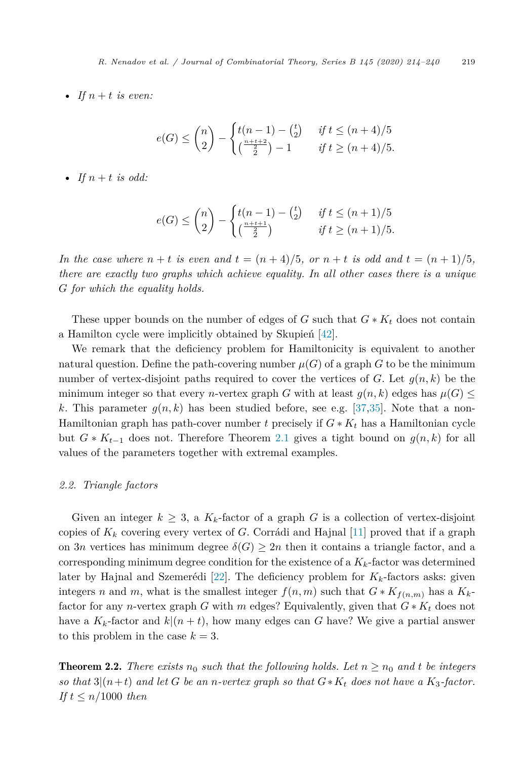- *If $n+t$ is even:*

$$e(G) \le \binom{n}{2} - \begin{cases} t(n-1) - \binom{t}{2} & \text{if } t \le (n+4)/5 \\ \binom{\frac{n+t+2}{2}}{2} - 1 & \text{if } t \ge (n+4)/5. \end{cases}$$

- *If $n+t$ is odd:*

$$e(G) \le \binom{n}{2} - \begin{cases} t(n-1) - \binom{t}{2} & \text{if } t \le (n+1)/5 \\ \binom{\frac{n+t+1}{2}}{2} & \text{if } t \ge (n+1)/5. \end{cases}$$

*In the case where $n+t$ is even and $t = (n+4)/5$, or $n+t$ is odd and $t = (n+1)/5$, there are exactly two graphs which achieve equality. In all other cases there is a unique $G$ for which the equality holds.*

These upper bounds on the number of edges of $G$ such that $G * K_t$ does not contain a Hamilton cycle were implicitly obtained by Skupień [42].

We remark that the deficiency problem for Hamiltonicity is equivalent to another natural question. Define the path-covering number $\mu(G)$ of a graph $G$ to be the minimum number of vertex-disjoint paths required to cover the vertices of $G$. Let $g(n,k)$ be the minimum integer so that every $n$-vertex graph $G$ with at least $g(n,k)$ edges has $\mu(G) \le k$. This parameter $g(n,k)$ has been studied before, see e.g. [37,35]. Note that a non-Hamiltonian graph has path-cover number $t$ precisely if $G * K_t$ has a Hamiltonian cycle but $G * K_{t-1}$ does not. Therefore Theorem 2.1 gives a tight bound on $g(n,k)$ for all values of the parameters together with extremal examples.

### 2.2. Triangle factors

Given an integer $k \ge 3$, a $K_k$-factor of a graph $G$ is a collection of vertex-disjoint copies of $K_k$ covering every vertex of $G$. Corrádi and Hajnal [11] proved that if a graph on $3n$ vertices has minimum degree $\delta(G) \ge 2n$ then it contains a triangle factor, and a corresponding minimum degree condition for the existence of a $K_k$-factor was determined later by Hajnal and Szemerédi [22]. The deficiency problem for $K_k$-factors asks: given integers $n$ and $m$, what is the smallest integer $f(n,m)$ such that $G * K_{f(n,m)}$ has a $K_k$-factor for any $n$-vertex graph $G$ with $m$ edges? Equivalently, given that $G * K_t$ does not have a $K_k$-factor and $k|(n+t)$, how many edges can $G$ have? We give a partial answer to this problem in the case $k = 3$.

**Theorem 2.2.** *There exists $n_0$ such that the following holds. Let $n \ge n_0$ and $t$ be integers so that $3|(n+t)$ and let $G$ be an $n$-vertex graph so that $G * K_t$ does not have a $K_3$-factor. If $t \le n/1000$ then*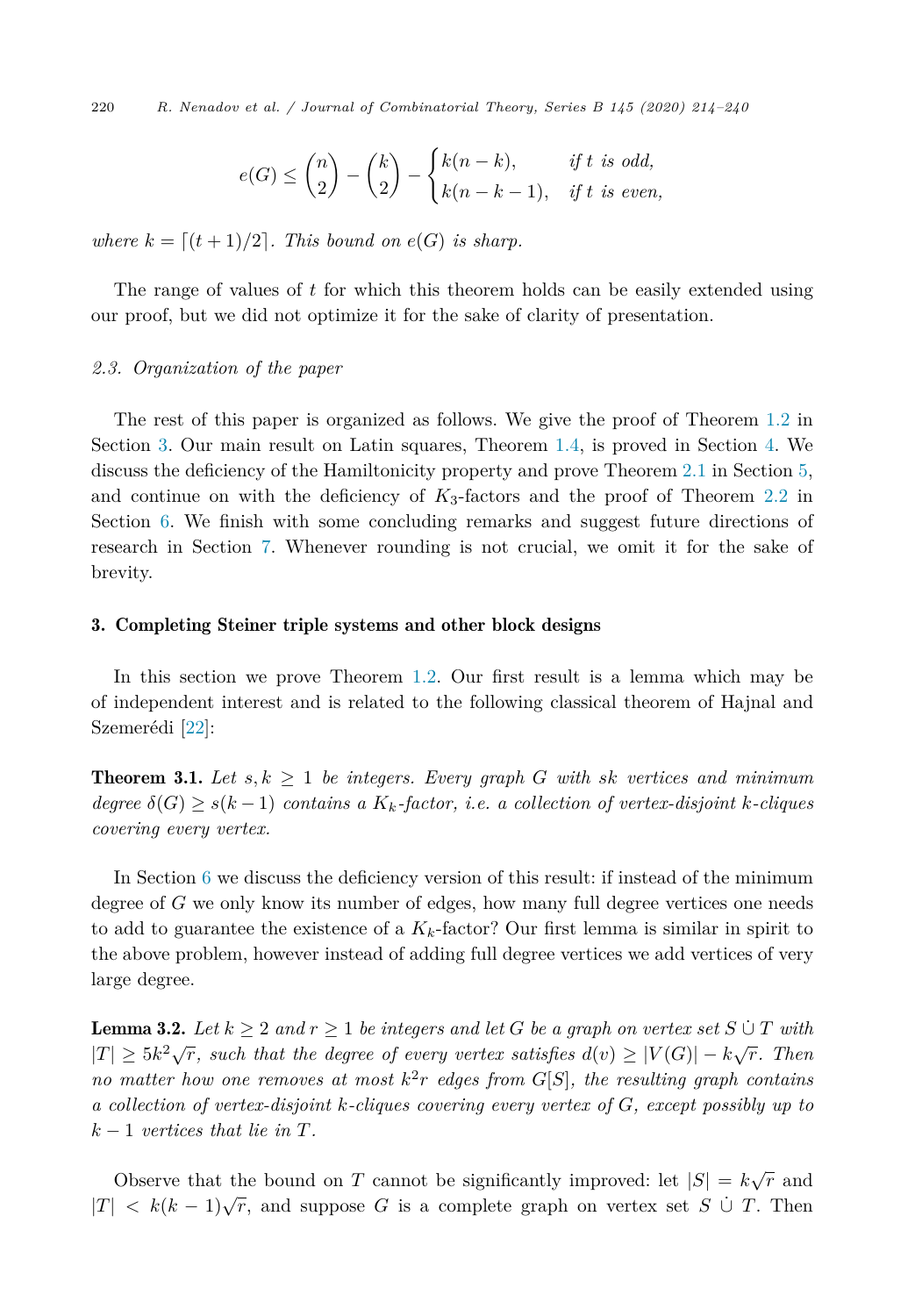$$e(G) \le \binom{n}{2} - \binom{k}{2} - \begin{cases} k(n-k), & \text{if } t \text{ is odd,} \\ k(n-k-1), & \text{if } t \text{ is even,} \end{cases}$$

*where $k = \lceil (t+1)/2 \rceil$. This bound on $e(G)$ is sharp.*

The range of values of $t$ for which this theorem holds can be easily extended using our proof, but we did not optimize it for the sake of clarity of presentation.

### 2.3. Organization of the paper

The rest of this paper is organized as follows. We give the proof of Theorem 1.2 in Section 3. Our main result on Latin squares, Theorem 1.4, is proved in Section 4. We discuss the deficiency of the Hamiltonicity property and prove Theorem 2.1 in Section 5, and continue on with the deficiency of $K_3$-factors and the proof of Theorem 2.2 in Section 6. We finish with some concluding remarks and suggest future directions of research in Section 7. Whenever rounding is not crucial, we omit it for the sake of brevity.

## 3. Completing Steiner triple systems and other block designs

In this section we prove Theorem 1.2. Our first result is a lemma which may be of independent interest and is related to the following classical theorem of Hajnal and Szemerédi [22]:

**Theorem 3.1.** *Let $s, k \ge 1$ be integers. Every graph $G$ with $sk$ vertices and minimum degree $\delta(G) \ge s(k-1)$ contains a $K_k$-factor, i.e. a collection of vertex-disjoint $k$-cliques covering every vertex.*

In Section 6 we discuss the deficiency version of this result: if instead of the minimum degree of $G$ we only know its number of edges, how many full degree vertices one needs to add to guarantee the existence of a $K_k$-factor? Our first lemma is similar in spirit to the above problem, however instead of adding full degree vertices we add vertices of very large degree.

**Lemma 3.2.** *Let $k \ge 2$ and $r \ge 1$ be integers and let $G$ be a graph on vertex set $S \,\dot\cup\, T$ with $|T| \ge 5k^2\sqrt{r}$, such that the degree of every vertex satisfies $d(v) \ge |V(G)| - k\sqrt{r}$. Then no matter how one removes at most $k^2 r$ edges from $G[S]$, the resulting graph contains a collection of vertex-disjoint $k$-cliques covering every vertex of $G$, except possibly up to $k-1$ vertices that lie in $T$.*

Observe that the bound on $T$ cannot be significantly improved: let $|S| = k\sqrt{r}$ and $|T| < k(k-1)\sqrt{r}$, and suppose $G$ is a complete graph on vertex set $S \,\dot\cup\, T$. Then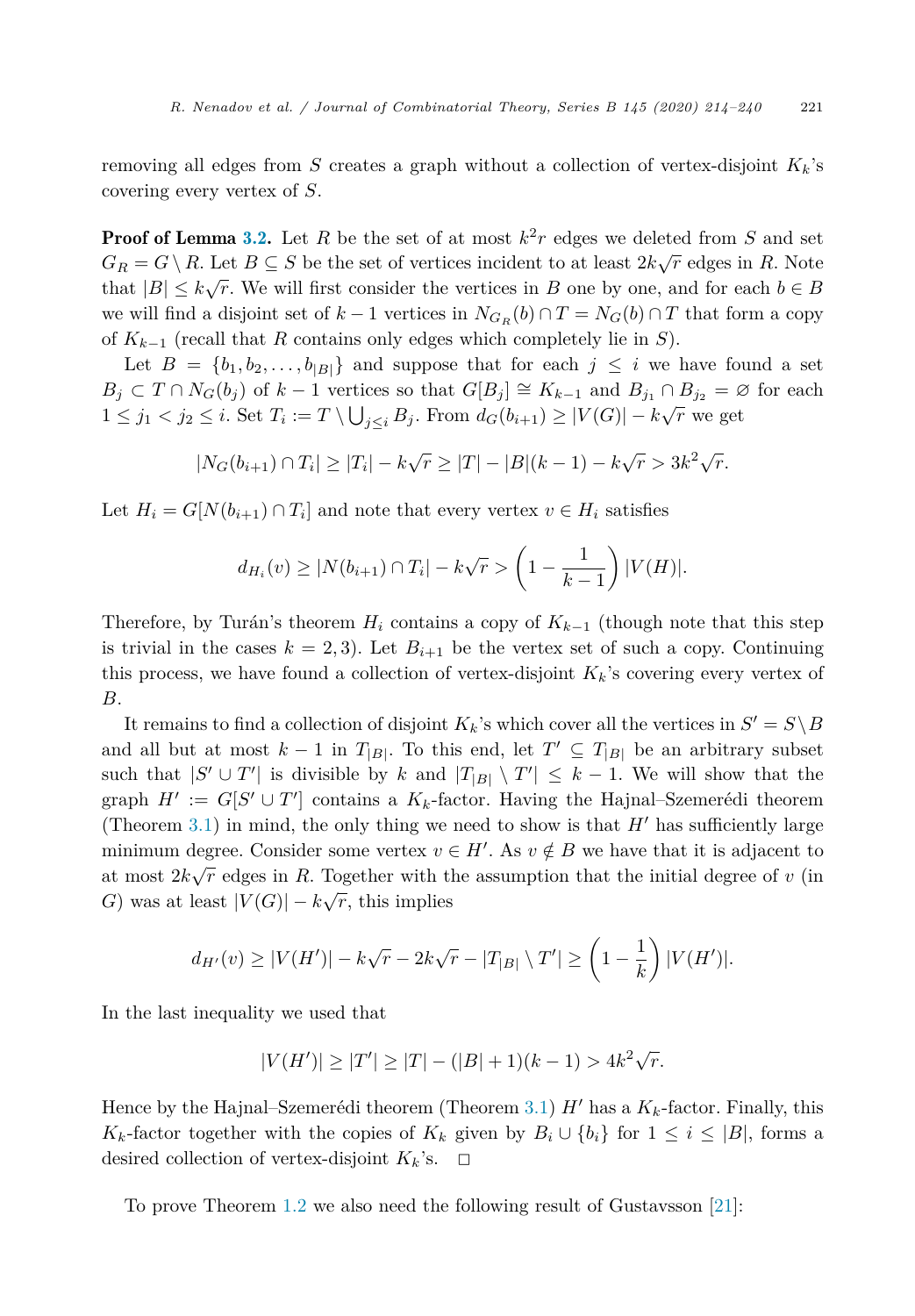removing all edges from $S$ creates a graph without a collection of vertex-disjoint $K_k$'s covering every vertex of $S$.

**Proof of Lemma 3.2.** Let $R$ be the set of at most $k^2 r$ edges we deleted from $S$ and set $G_R = G \setminus R$. Let $B \subseteq S$ be the set of vertices incident to at least $2k\sqrt{r}$ edges in $R$. Note that $|B| \leq k\sqrt{r}$. We will first consider the vertices in $B$ one by one, and for each $b \in B$ we will find a disjoint set of $k-1$ vertices in $N_{G_R}(b) \cap T = N_G(b) \cap T$ that form a copy of $K_{k-1}$ (recall that $R$ contains only edges which completely lie in $S$).

Let $B = \{b_1, b_2, \ldots, b_{|B|}\}$ and suppose that for each $j \leq i$ we have found a set $B_j \subset T \cap N_G(b_j)$ of $k-1$ vertices so that $G[B_j] \cong K_{k-1}$ and $B_{j_1} \cap B_{j_2} = \varnothing$ for each $1 \leq j_1 < j_2 \leq i$. Set $T_i := T \setminus \bigcup_{j \leq i} B_j$. From $d_G(b_{i+1}) \geq |V(G)| - k\sqrt{r}$ we get

$$|N_G(b_{i+1}) \cap T_i| \geq |T_i| - k\sqrt{r} \geq |T| - |B|(k-1) - k\sqrt{r} > 3k^2\sqrt{r}.$$

Let $H_i = G[N(b_{i+1}) \cap T_i]$ and note that every vertex $v \in H_i$ satisfies

$$d_{H_i}(v) \geq |N(b_{i+1}) \cap T_i| - k\sqrt{r} > \left(1 - \frac{1}{k-1}\right)|V(H)|.$$

Therefore, by Turán's theorem $H_i$ contains a copy of $K_{k-1}$ (though note that this step is trivial in the cases $k = 2, 3$). Let $B_{i+1}$ be the vertex set of such a copy. Continuing this process, we have found a collection of vertex-disjoint $K_k$'s covering every vertex of $B$.

It remains to find a collection of disjoint $K_k$'s which cover all the vertices in $S' = S \setminus B$ and all but at most $k-1$ in $T_{|B|}$. To this end, let $T' \subseteq T_{|B|}$ be an arbitrary subset such that $|S' \cup T'|$ is divisible by $k$ and $|T_{|B|} \setminus T'| \leq k-1$. We will show that the graph $H' := G[S' \cup T']$ contains a $K_k$-factor. Having the Hajnal–Szemerédi theorem (Theorem 3.1) in mind, the only thing we need to show is that $H'$ has sufficiently large minimum degree. Consider some vertex $v \in H'$. As $v \notin B$ we have that it is adjacent to at most $2k\sqrt{r}$ edges in $R$. Together with the assumption that the initial degree of $v$ (in $G$) was at least $|V(G)| - k\sqrt{r}$, this implies

$$d_{H'}(v) \geq |V(H')| - k\sqrt{r} - 2k\sqrt{r} - |T_{|B|} \setminus T'| \geq \left(1 - \frac{1}{k}\right)|V(H')|.$$

In the last inequality we used that

$$|V(H')| \geq |T'| \geq |T| - (|B|+1)(k-1) > 4k^2\sqrt{r}.$$

Hence by the Hajnal–Szemerédi theorem (Theorem 3.1) $H'$ has a $K_k$-factor. Finally, this $K_k$-factor together with the copies of $K_k$ given by $B_i \cup \{b_i\}$ for $1 \leq i \leq |B|$, forms a desired collection of vertex-disjoint $K_k$'s. $\square$

To prove Theorem 1.2 we also need the following result of Gustavsson [21]: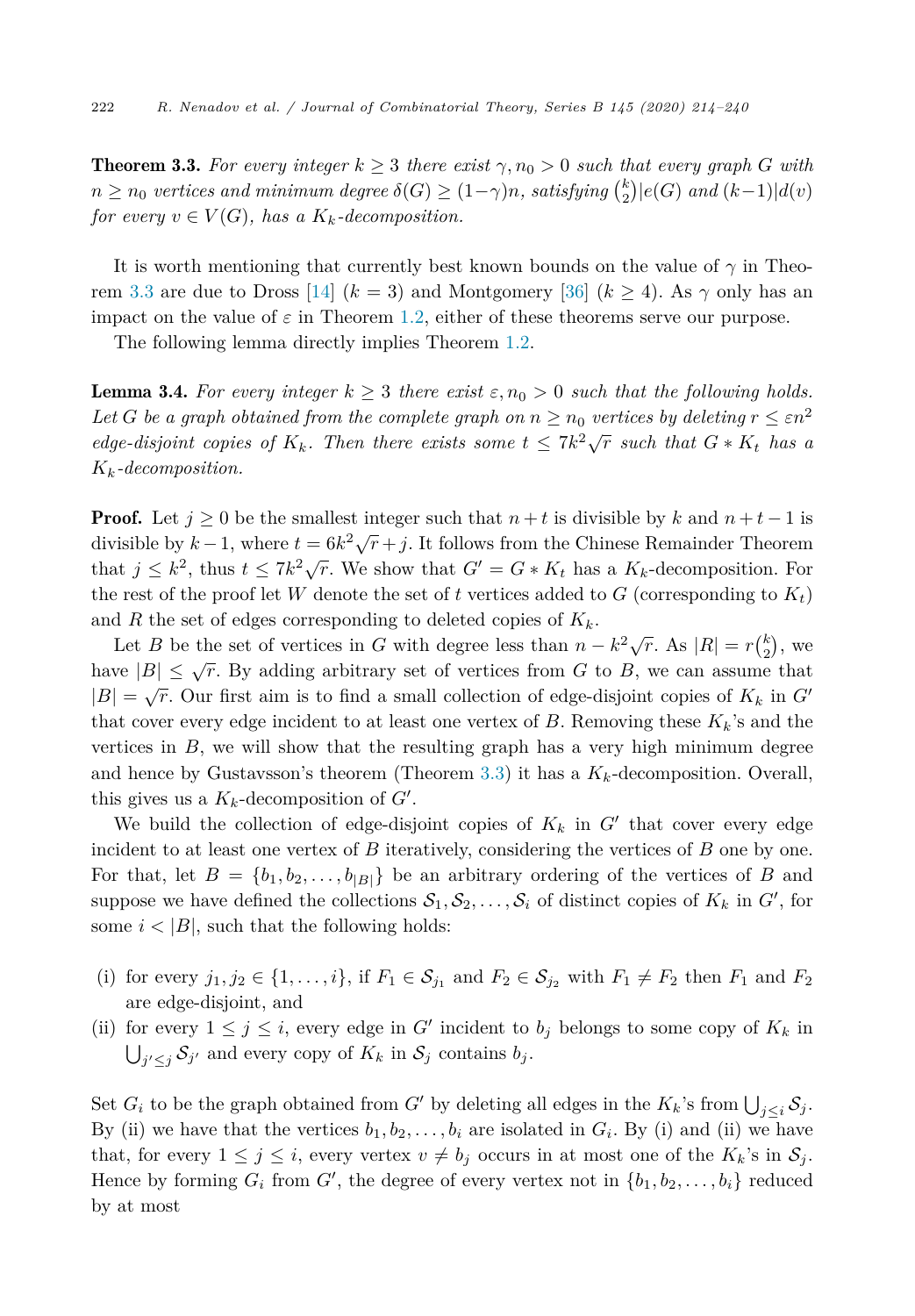**Theorem 3.3.** *For every integer $k \geq 3$ there exist $\gamma, n_0 > 0$ such that every graph $G$ with $n \geq n_0$ vertices and minimum degree $\delta(G) \geq (1-\gamma)n$, satisfying $\binom{k}{2} | e(G)$ and $(k-1) | d(v)$ for every $v \in V(G)$, has a $K_k$-decomposition.*

It is worth mentioning that currently best known bounds on the value of $\gamma$ in Theorem 3.3 are due to Dross [14] ($k = 3$) and Montgomery [36] ($k \geq 4$). As $\gamma$ only has an impact on the value of $\varepsilon$ in Theorem 1.2, either of these theorems serve our purpose.

The following lemma directly implies Theorem 1.2.

**Lemma 3.4.** *For every integer $k \geq 3$ there exist $\varepsilon, n_0 > 0$ such that the following holds. Let $G$ be a graph obtained from the complete graph on $n \geq n_0$ vertices by deleting $r \leq \varepsilon n^2$ edge-disjoint copies of $K_k$. Then there exists some $t \leq 7k^2\sqrt{r}$ such that $G * K_t$ has a $K_k$-decomposition.*

**Proof.** Let $j \geq 0$ be the smallest integer such that $n + t$ is divisible by $k$ and $n + t - 1$ is divisible by $k - 1$, where $t = 6k^2\sqrt{r} + j$. It follows from the Chinese Remainder Theorem that $j \leq k^2$, thus $t \leq 7k^2\sqrt{r}$. We show that $G' = G * K_t$ has a $K_k$-decomposition. For the rest of the proof let $W$ denote the set of $t$ vertices added to $G$ (corresponding to $K_t$) and $R$ the set of edges corresponding to deleted copies of $K_k$.

Let $B$ be the set of vertices in $G$ with degree less than $n - k^2\sqrt{r}$. As $|R| = r\binom{k}{2}$, we have $|B| \leq \sqrt{r}$. By adding arbitrary set of vertices from $G$ to $B$, we can assume that $|B| = \sqrt{r}$. Our first aim is to find a small collection of edge-disjoint copies of $K_k$ in $G'$ that cover every edge incident to at least one vertex of $B$. Removing these $K_k$'s and the vertices in $B$, we will show that the resulting graph has a very high minimum degree and hence by Gustavsson's theorem (Theorem 3.3) it has a $K_k$-decomposition. Overall, this gives us a $K_k$-decomposition of $G'$.

We build the collection of edge-disjoint copies of $K_k$ in $G'$ that cover every edge incident to at least one vertex of $B$ iteratively, considering the vertices of $B$ one by one. For that, let $B = \{b_1, b_2, \ldots, b_{|B|}\}$ be an arbitrary ordering of the vertices of $B$ and suppose we have defined the collections $\mathcal{S}_1, \mathcal{S}_2, \ldots, \mathcal{S}_i$ of distinct copies of $K_k$ in $G'$, for some $i < |B|$, such that the following holds:

- (i) for every $j_1, j_2 \in \{1, \ldots, i\}$, if $F_1 \in \mathcal{S}_{j_1}$ and $F_2 \in \mathcal{S}_{j_2}$ with $F_1 \neq F_2$ then $F_1$ and $F_2$ are edge-disjoint, and
- (ii) for every $1 \leq j \leq i$, every edge in $G'$ incident to $b_j$ belongs to some copy of $K_k$ in $\bigcup_{j' \leq j} \mathcal{S}_{j'}$ and every copy of $K_k$ in $\mathcal{S}_j$ contains $b_j$.

Set $G_i$ to be the graph obtained from $G'$ by deleting all edges in the $K_k$'s from $\bigcup_{j \leq i} \mathcal{S}_j$. By (ii) we have that the vertices $b_1, b_2, \ldots, b_i$ are isolated in $G_i$. By (i) and (ii) we have that, for every $1 \leq j \leq i$, every vertex $v \neq b_j$ occurs in at most one of the $K_k$'s in $\mathcal{S}_j$. Hence by forming $G_i$ from $G'$, the degree of every vertex not in $\{b_1, b_2, \ldots, b_i\}$ reduced by at most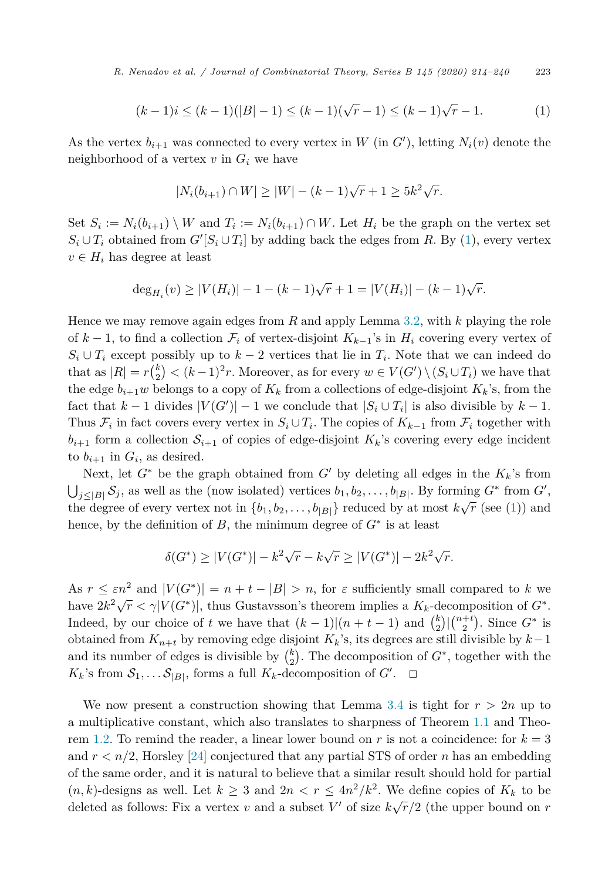$$(k-1)i \leq (k-1)(|B|-1) \leq (k-1)(\sqrt{r}-1) \leq (k-1)\sqrt{r}-1. \tag{1}$$

As the vertex $b_{i+1}$ was connected to every vertex in $W$ (in $G'$), letting $N_i(v)$ denote the neighborhood of a vertex $v$ in $G_i$ we have

$$|N_i(b_{i+1}) \cap W| \geq |W| - (k-1)\sqrt{r} + 1 \geq 5k^2\sqrt{r}.$$

Set $S_i := N_i(b_{i+1}) \setminus W$ and $T_i := N_i(b_{i+1}) \cap W$. Let $H_i$ be the graph on the vertex set $S_i \cup T_i$ obtained from $G'[S_i \cup T_i]$ by adding back the edges from $R$. By (1), every vertex $v \in H_i$ has degree at least

$$\deg_{H_i}(v) \geq |V(H_i)| - 1 - (k-1)\sqrt{r} + 1 = |V(H_i)| - (k-1)\sqrt{r}.$$

Hence we may remove again edges from $R$ and apply Lemma 3.2, with $k$ playing the role of $k-1$, to find a collection $\mathcal{F}_i$ of vertex-disjoint $K_{k-1}$'s in $H_i$ covering every vertex of $S_i \cup T_i$ except possibly up to $k-2$ vertices that lie in $T_i$. Note that we can indeed do that as $|R| = r\binom{k}{2} < (k-1)^2 r$. Moreover, as for every $w \in V(G') \setminus (S_i \cup T_i)$ we have that the edge $b_{i+1}w$ belongs to a copy of $K_k$ from a collections of edge-disjoint $K_k$'s, from the fact that $k-1$ divides $|V(G')|-1$ we conclude that $|S_i \cup T_i|$ is also divisible by $k-1$. Thus $\mathcal{F}_i$ in fact covers every vertex in $S_i \cup T_i$. The copies of $K_{k-1}$ from $\mathcal{F}_i$ together with $b_{i+1}$ form a collection $\mathcal{S}_{i+1}$ of copies of edge-disjoint $K_k$'s covering every edge incident to $b_{i+1}$ in $G_i$, as desired.

Next, let $G^*$ be the graph obtained from $G'$ by deleting all edges in the $K_k$'s from $\bigcup_{j \leq |B|} \mathcal{S}_j$, as well as the (now isolated) vertices $b_1, b_2, \ldots, b_{|B|}$. By forming $G^*$ from $G'$, the degree of every vertex not in $\{b_1, b_2, \ldots, b_{|B|}\}$ reduced by at most $k\sqrt{r}$ (see (1)) and hence, by the definition of $B$, the minimum degree of $G^*$ is at least

$$\delta(G^*) \geq |V(G^*)| - k^2\sqrt{r} - k\sqrt{r} \geq |V(G^*)| - 2k^2\sqrt{r}.$$

As $r \leq \varepsilon n^2$ and $|V(G^*)| = n + t - |B| > n$, for $\varepsilon$ sufficiently small compared to $k$ we have $2k^2\sqrt{r} < \gamma|V(G^*)|$, thus Gustavsson's theorem implies a $K_k$-decomposition of $G^*$. Indeed, by our choice of $t$ we have that $(k-1)|(n+t-1)$ and $\binom{k}{2} | \binom{n+t}{2}$. Since $G^*$ is obtained from $K_{n+t}$ by removing edge disjoint $K_k$'s, its degrees are still divisible by $k-1$ and its number of edges is divisible by $\binom{k}{2}$. The decomposition of $G^*$, together with the $K_k$'s from $\mathcal{S}_1, \ldots \mathcal{S}_{|B|}$, forms a full $K_k$-decomposition of $G'$. $\square$

We now present a construction showing that Lemma 3.4 is tight for $r > 2n$ up to a multiplicative constant, which also translates to sharpness of Theorem 1.1 and Theorem 1.2. To remind the reader, a linear lower bound on $r$ is not a coincidence: for $k = 3$ and $r < n/2$, Horsley [24] conjectured that any partial STS of order $n$ has an embedding of the same order, and it is natural to believe that a similar result should hold for partial $(n, k)$-designs as well. Let $k \geq 3$ and $2n < r \leq 4n^2/k^2$. We define copies of $K_k$ to be deleted as follows: Fix a vertex $v$ and a subset $V'$ of size $k\sqrt{r}/2$ (the upper bound on $r$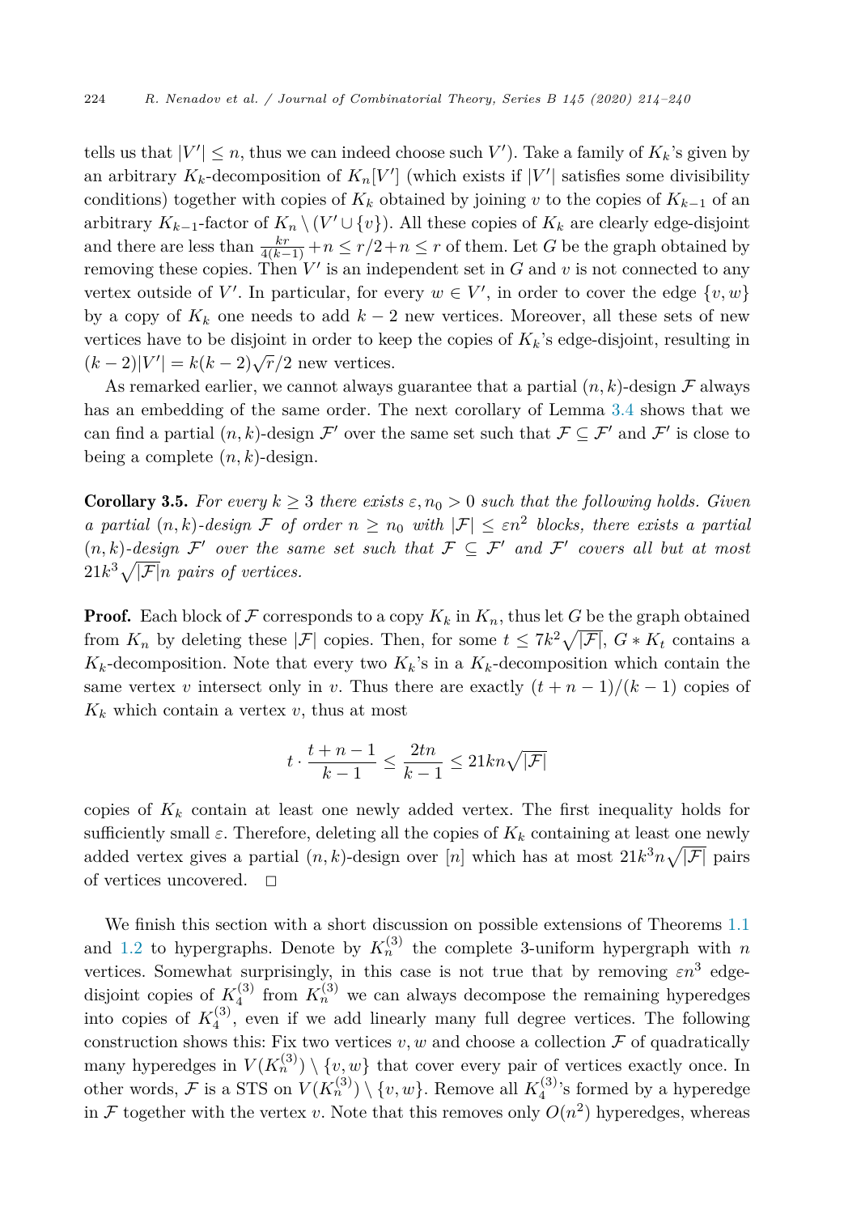tells us that $|V'| \le n$, thus we can indeed choose such $V'$). Take a family of $K_k$'s given by an arbitrary $K_k$-decomposition of $K_n[V']$ (which exists if $|V'|$ satisfies some divisibility conditions) together with copies of $K_k$ obtained by joining $v$ to the copies of $K_{k-1}$ of an arbitrary $K_{k-1}$-factor of $K_n \setminus (V' \cup \{v\})$. All these copies of $K_k$ are clearly edge-disjoint and there are less than $\frac{kr}{4(k-1)} + n \le r/2 + n \le r$ of them. Let $G$ be the graph obtained by removing these copies. Then $V'$ is an independent set in $G$ and $v$ is not connected to any vertex outside of $V'$. In particular, for every $w \in V'$, in order to cover the edge $\{v, w\}$ by a copy of $K_k$ one needs to add $k-2$ new vertices. Moreover, all these sets of new vertices have to be disjoint in order to keep the copies of $K_k$'s edge-disjoint, resulting in $(k-2)|V'| = k(k-2)\sqrt{r}/2$ new vertices.

As remarked earlier, we cannot always guarantee that a partial $(n,k)$-design $\mathcal{F}$ always has an embedding of the same order. The next corollary of Lemma 3.4 shows that we can find a partial $(n,k)$-design $\mathcal{F}'$ over the same set such that $\mathcal{F} \subseteq \mathcal{F}'$ and $\mathcal{F}'$ is close to being a complete $(n,k)$-design.

**Corollary 3.5.** *For every $k \ge 3$ there exists $\varepsilon, n_0 > 0$ such that the following holds. Given a partial $(n,k)$-design $\mathcal{F}$ of order $n \ge n_0$ with $|\mathcal{F}| \le \varepsilon n^2$ blocks, there exists a partial $(n,k)$-design $\mathcal{F}'$ over the same set such that $\mathcal{F} \subseteq \mathcal{F}'$ and $\mathcal{F}'$ covers all but at most $21k^3\sqrt{|\mathcal{F}|}n$ pairs of vertices.*

**Proof.** Each block of $\mathcal{F}$ corresponds to a copy $K_k$ in $K_n$, thus let $G$ be the graph obtained from $K_n$ by deleting these $|\mathcal{F}|$ copies. Then, for some $t \le 7k^2\sqrt{|\mathcal{F}|}$, $G * K_t$ contains a $K_k$-decomposition. Note that every two $K_k$'s in a $K_k$-decomposition which contain the same vertex $v$ intersect only in $v$. Thus there are exactly $(t+n-1)/(k-1)$ copies of $K_k$ which contain a vertex $v$, thus at most

$$t \cdot \frac{t+n-1}{k-1} \le \frac{2tn}{k-1} \le 21kn\sqrt{|\mathcal{F}|}$$

copies of $K_k$ contain at least one newly added vertex. The first inequality holds for sufficiently small $\varepsilon$. Therefore, deleting all the copies of $K_k$ containing at least one newly added vertex gives a partial $(n,k)$-design over $[n]$ which has at most $21k^3n\sqrt{|\mathcal{F}|}$ pairs of vertices uncovered. $\square$

We finish this section with a short discussion on possible extensions of Theorems 1.1 and 1.2 to hypergraphs. Denote by $K_n^{(3)}$ the complete 3-uniform hypergraph with $n$ vertices. Somewhat surprisingly, in this case is not true that by removing $\varepsilon n^3$ edge-disjoint copies of $K_4^{(3)}$ from $K_n^{(3)}$ we can always decompose the remaining hyperedges into copies of $K_4^{(3)}$, even if we add linearly many full degree vertices. The following construction shows this: Fix two vertices $v, w$ and choose a collection $\mathcal{F}$ of quadratically many hyperedges in $V(K_n^{(3)}) \setminus \{v, w\}$ that cover every pair of vertices exactly once. In other words, $\mathcal{F}$ is a STS on $V(K_n^{(3)}) \setminus \{v, w\}$. Remove all $K_4^{(3)}$'s formed by a hyperedge in $\mathcal{F}$ together with the vertex $v$. Note that this removes only $O(n^2)$ hyperedges, whereas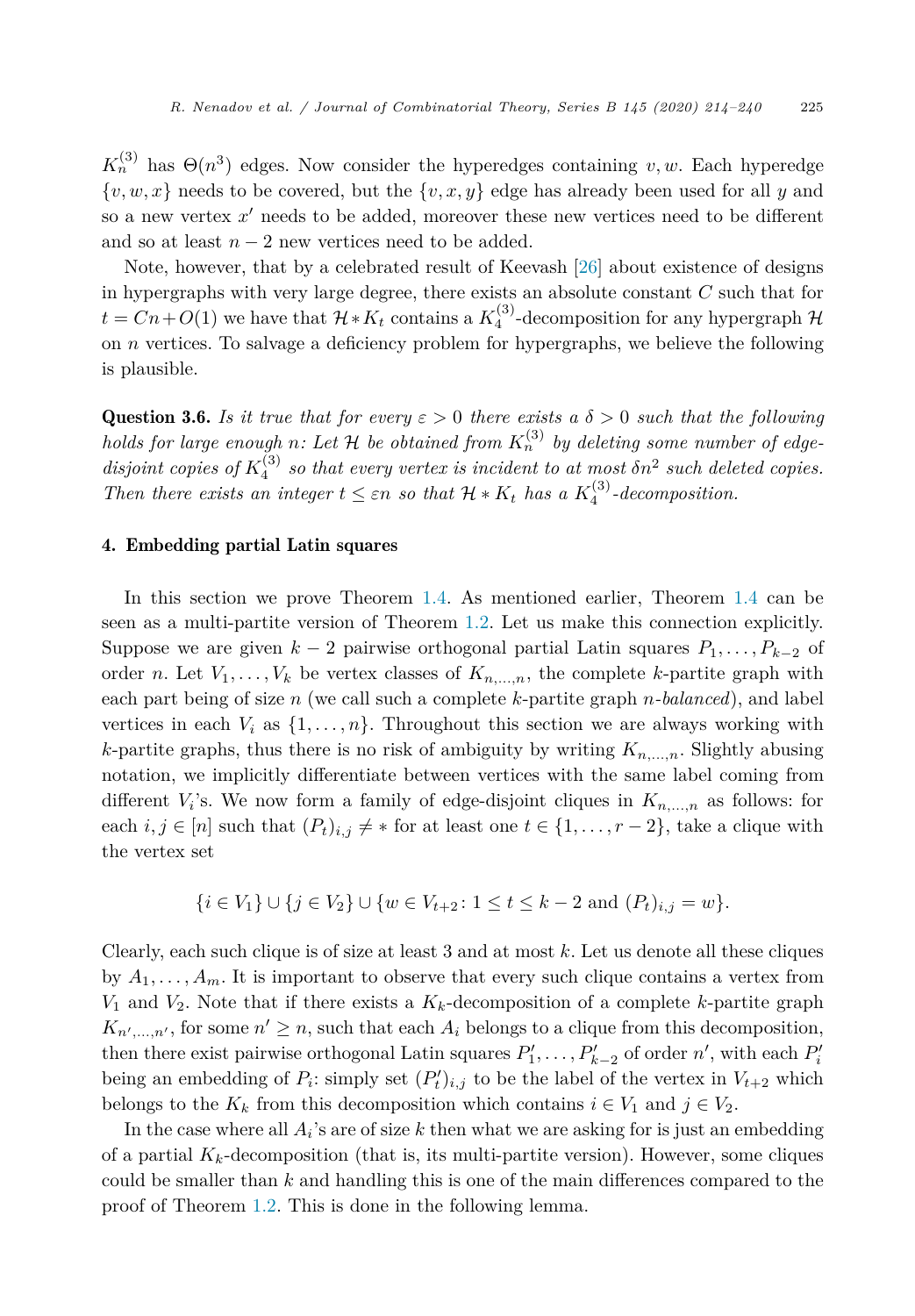$K_n^{(3)}$ has $\Theta(n^3)$ edges. Now consider the hyperedges containing $v, w$. Each hyperedge $\{v, w, x\}$ needs to be covered, but the $\{v, x, y\}$ edge has already been used for all $y$ and so a new vertex $x'$ needs to be added, moreover these new vertices need to be different and so at least $n - 2$ new vertices need to be added.

Note, however, that by a celebrated result of Keevash [26] about existence of designs in hypergraphs with very large degree, there exists an absolute constant $C$ such that for $t = Cn + O(1)$ we have that $\mathcal{H} * K_t$ contains a $K_4^{(3)}$-decomposition for any hypergraph $\mathcal{H}$ on $n$ vertices. To salvage a deficiency problem for hypergraphs, we believe the following is plausible.

**Question 3.6.** *Is it true that for every $\varepsilon > 0$ there exists a $\delta > 0$ such that the following holds for large enough $n$: Let $\mathcal{H}$ be obtained from $K_n^{(3)}$ by deleting some number of edge-disjoint copies of $K_4^{(3)}$ so that every vertex is incident to at most $\delta n^2$ such deleted copies. Then there exists an integer $t \leq \varepsilon n$ so that $\mathcal{H} * K_t$ has a $K_4^{(3)}$-decomposition.*

## 4. Embedding partial Latin squares

In this section we prove Theorem 1.4. As mentioned earlier, Theorem 1.4 can be seen as a multi-partite version of Theorem 1.2. Let us make this connection explicitly. Suppose we are given $k - 2$ pairwise orthogonal partial Latin squares $P_1, \dots, P_{k-2}$ of order $n$. Let $V_1, \dots, V_k$ be vertex classes of $K_{n,\dots,n}$, the complete $k$-partite graph with each part being of size $n$ (we call such a complete $k$-partite graph *$n$-balanced*), and label vertices in each $V_i$ as $\{1, \dots, n\}$. Throughout this section we are always working with $k$-partite graphs, thus there is no risk of ambiguity by writing $K_{n,\dots,n}$. Slightly abusing notation, we implicitly differentiate between vertices with the same label coming from different $V_i$'s. We now form a family of edge-disjoint cliques in $K_{n,\dots,n}$ as follows: for each $i, j \in [n]$ such that $(P_t)_{i,j} \neq *$ for at least one $t \in \{1, \dots, r - 2\}$, take a clique with the vertex set

$$\{i \in V_1\} \cup \{j \in V_2\} \cup \{w \in V_{t+2} \colon 1 \leq t \leq k - 2 \text{ and } (P_t)_{i,j} = w\}.$$

Clearly, each such clique is of size at least 3 and at most $k$. Let us denote all these cliques by $A_1, \dots, A_m$. It is important to observe that every such clique contains a vertex from $V_1$ and $V_2$. Note that if there exists a $K_k$-decomposition of a complete $k$-partite graph $K_{n',\dots,n'}$, for some $n' \geq n$, such that each $A_i$ belongs to a clique from this decomposition, then there exist pairwise orthogonal Latin squares $P'_1, \dots, P'_{k-2}$ of order $n'$, with each $P'_i$ being an embedding of $P_i$: simply set $(P'_t)_{i,j}$ to be the label of the vertex in $V_{t+2}$ which belongs to the $K_k$ from this decomposition which contains $i \in V_1$ and $j \in V_2$.

In the case where all $A_i$'s are of size $k$ then what we are asking for is just an embedding of a partial $K_k$-decomposition (that is, its multi-partite version). However, some cliques could be smaller than $k$ and handling this is one of the main differences compared to the proof of Theorem 1.2. This is done in the following lemma.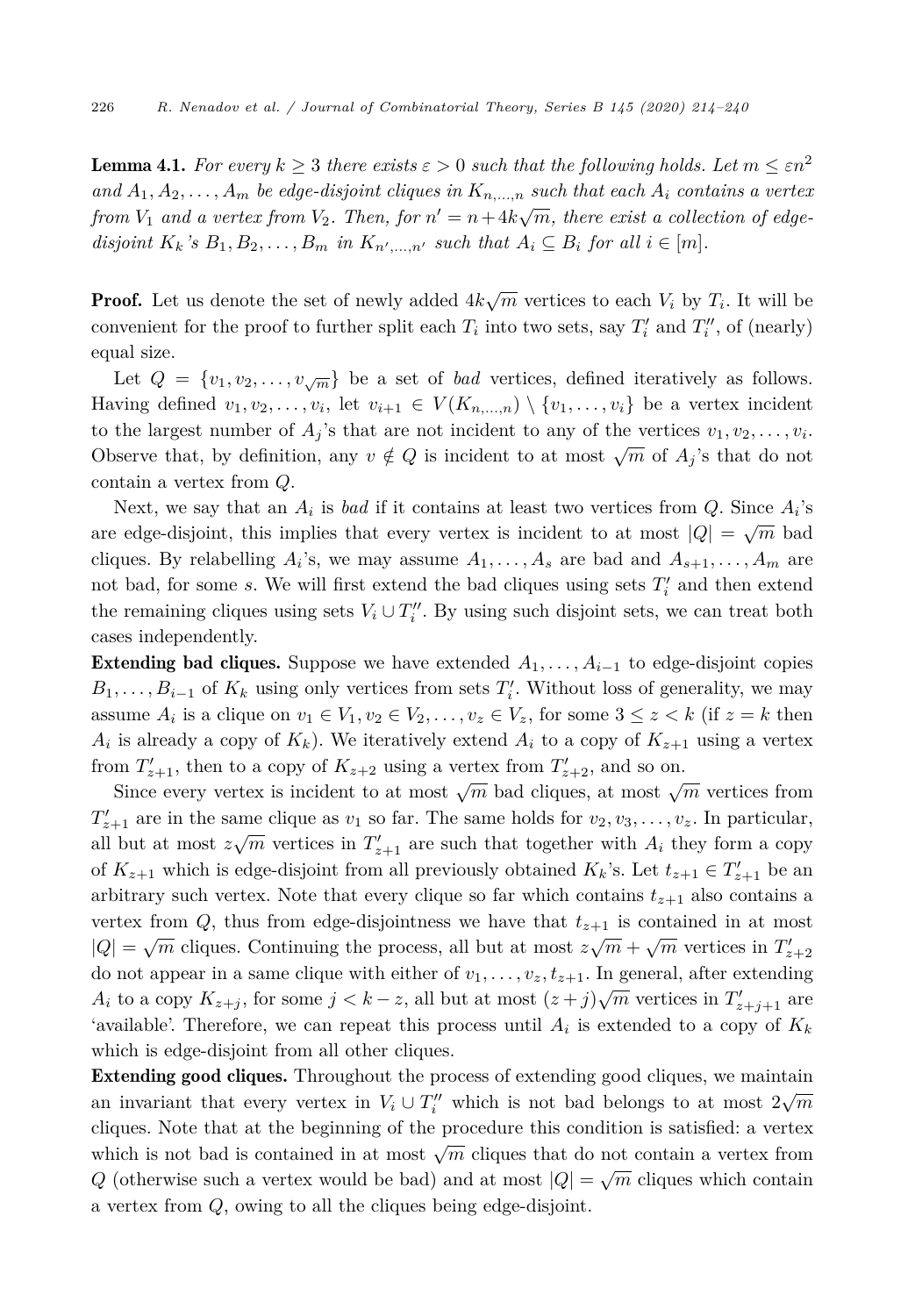**Lemma 4.1.** *For every $k \geq 3$ there exists $\varepsilon > 0$ such that the following holds. Let $m \leq \varepsilon n^2$ and $A_1, A_2, \ldots, A_m$ be edge-disjoint cliques in $K_{n,\ldots,n}$ such that each $A_i$ contains a vertex from $V_1$ and a vertex from $V_2$. Then, for $n' = n + 4k\sqrt{m}$, there exist a collection of edge-disjoint $K_k$'s $B_1, B_2, \ldots, B_m$ in $K_{n',\ldots,n'}$ such that $A_i \subseteq B_i$ for all $i \in [m]$.*

**Proof.** Let us denote the set of newly added $4k\sqrt{m}$ vertices to each $V_i$ by $T_i$. It will be convenient for the proof to further split each $T_i$ into two sets, say $T_i'$ and $T_i''$, of (nearly) equal size.

Let $Q = \{v_1, v_2, \ldots, v_{\sqrt{m}}\}$ be a set of *bad* vertices, defined iteratively as follows. Having defined $v_1, v_2, \ldots, v_i$, let $v_{i+1} \in V(K_{n,\ldots,n}) \setminus \{v_1, \ldots, v_i\}$ be a vertex incident to the largest number of $A_j$'s that are not incident to any of the vertices $v_1, v_2, \ldots, v_i$. Observe that, by definition, any $v \notin Q$ is incident to at most $\sqrt{m}$ of $A_j$'s that do not contain a vertex from $Q$.

Next, we say that an $A_i$ is *bad* if it contains at least two vertices from $Q$. Since $A_i$'s are edge-disjoint, this implies that every vertex is incident to at most $|Q| = \sqrt{m}$ bad cliques. By relabelling $A_i$'s, we may assume $A_1, \ldots, A_s$ are bad and $A_{s+1}, \ldots, A_m$ are not bad, for some $s$. We will first extend the bad cliques using sets $T_i'$ and then extend the remaining cliques using sets $V_i \cup T_i''$. By using such disjoint sets, we can treat both cases independently.

**Extending bad cliques.** Suppose we have extended $A_1, \ldots, A_{i-1}$ to edge-disjoint copies $B_1, \ldots, B_{i-1}$ of $K_k$ using only vertices from sets $T_i'$. Without loss of generality, we may assume $A_i$ is a clique on $v_1 \in V_1, v_2 \in V_2, \ldots, v_z \in V_z$, for some $3 \leq z < k$ (if $z = k$ then $A_i$ is already a copy of $K_k$). We iteratively extend $A_i$ to a copy of $K_{z+1}$ using a vertex from $T_{z+1}'$, then to a copy of $K_{z+2}$ using a vertex from $T_{z+2}'$, and so on.

Since every vertex is incident to at most $\sqrt{m}$ bad cliques, at most $\sqrt{m}$ vertices from $T_{z+1}'$ are in the same clique as $v_1$ so far. The same holds for $v_2, v_3, \ldots, v_z$. In particular, all but at most $z\sqrt{m}$ vertices in $T_{z+1}'$ are such that together with $A_i$ they form a copy of $K_{z+1}$ which is edge-disjoint from all previously obtained $K_k$'s. Let $t_{z+1} \in T_{z+1}'$ be an arbitrary such vertex. Note that every clique so far which contains $t_{z+1}$ also contains a vertex from $Q$, thus from edge-disjointness we have that $t_{z+1}$ is contained in at most $|Q| = \sqrt{m}$ cliques. Continuing the process, all but at most $z\sqrt{m} + \sqrt{m}$ vertices in $T_{z+2}'$ do not appear in a same clique with either of $v_1, \ldots, v_z, t_{z+1}$. In general, after extending $A_i$ to a copy $K_{z+j}$, for some $j < k - z$, all but at most $(z + j)\sqrt{m}$ vertices in $T_{z+j+1}'$ are 'available'. Therefore, we can repeat this process until $A_i$ is extended to a copy of $K_k$ which is edge-disjoint from all other cliques.

**Extending good cliques.** Throughout the process of extending good cliques, we maintain an invariant that every vertex in $V_i \cup T_i''$ which is not bad belongs to at most $2\sqrt{m}$ cliques. Note that at the beginning of the procedure this condition is satisfied: a vertex which is not bad is contained in at most $\sqrt{m}$ cliques that do not contain a vertex from $Q$ (otherwise such a vertex would be bad) and at most $|Q| = \sqrt{m}$ cliques which contain a vertex from $Q$, owing to all the cliques being edge-disjoint.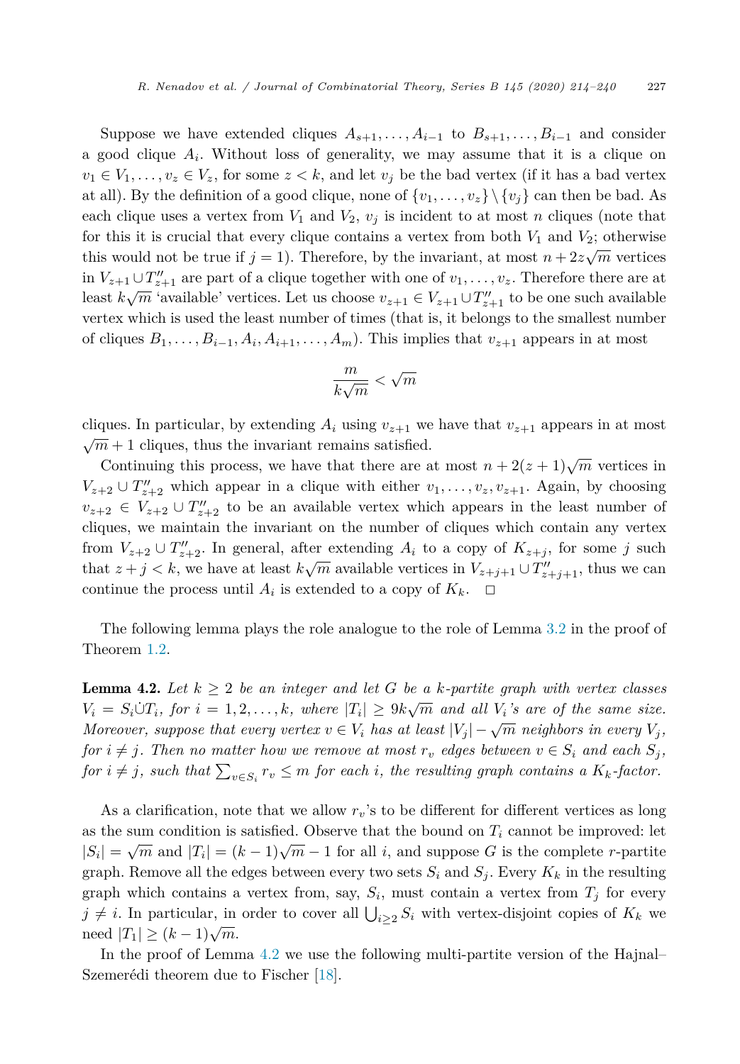Suppose we have extended cliques $A_{s+1}, \dots, A_{i-1}$ to $B_{s+1}, \dots, B_{i-1}$ and consider a good clique $A_i$. Without loss of generality, we may assume that it is a clique on $v_1 \in V_1, \dots, v_z \in V_z$, for some $z < k$, and let $v_j$ be the bad vertex (if it has a bad vertex at all). By the definition of a good clique, none of $\{v_1, \dots, v_z\} \setminus \{v_j\}$ can then be bad. As each clique uses a vertex from $V_1$ and $V_2$, $v_j$ is incident to at most $n$ cliques (note that for this it is crucial that every clique contains a vertex from both $V_1$ and $V_2$; otherwise this would not be true if $j = 1$). Therefore, by the invariant, at most $n + 2z\sqrt{m}$ vertices in $V_{z+1} \cup T''_{z+1}$ are part of a clique together with one of $v_1, \dots, v_z$. Therefore there are at least $k\sqrt{m}$ 'available' vertices. Let us choose $v_{z+1} \in V_{z+1} \cup T''_{z+1}$ to be one such available vertex which is used the least number of times (that is, it belongs to the smallest number of cliques $B_1, \dots, B_{i-1}, A_i, A_{i+1}, \dots, A_m$). This implies that $v_{z+1}$ appears in at most

$$\frac{m}{k\sqrt{m}} < \sqrt{m}$$

cliques. In particular, by extending $A_i$ using $v_{z+1}$ we have that $v_{z+1}$ appears in at most $\sqrt{m} + 1$ cliques, thus the invariant remains satisfied.

Continuing this process, we have that there are at most $n + 2(z+1)\sqrt{m}$ vertices in $V_{z+2} \cup T''_{z+2}$ which appear in a clique with either $v_1, \dots, v_z, v_{z+1}$. Again, by choosing $v_{z+2} \in V_{z+2} \cup T''_{z+2}$ to be an available vertex which appears in the least number of cliques, we maintain the invariant on the number of cliques which contain any vertex from $V_{z+2} \cup T''_{z+2}$. In general, after extending $A_i$ to a copy of $K_{z+j}$, for some $j$ such that $z + j < k$, we have at least $k\sqrt{m}$ available vertices in $V_{z+j+1} \cup T''_{z+j+1}$, thus we can continue the process until $A_i$ is extended to a copy of $K_k$. $\square$

The following lemma plays the role analogue to the role of Lemma 3.2 in the proof of Theorem 1.2.

**Lemma 4.2.** *Let $k \geq 2$ be an integer and let $G$ be a $k$-partite graph with vertex classes $V_i = S_i \dot\cup T_i$, for $i = 1, 2, \dots, k$, where $|T_i| \geq 9k\sqrt{m}$ and all $V_i$'s are of the same size. Moreover, suppose that every vertex $v \in V_i$ has at least $|V_j| - \sqrt{m}$ neighbors in every $V_j$, for $i \neq j$. Then no matter how we remove at most $r_v$ edges between $v \in S_i$ and each $S_j$, for $i \neq j$, such that $\sum_{v \in S_i} r_v \leq m$ for each $i$, the resulting graph contains a $K_k$-factor.*

As a clarification, note that we allow $r_v$'s to be different for different vertices as long as the sum condition is satisfied. Observe that the bound on $T_i$ cannot be improved: let $|S_i| = \sqrt{m}$ and $|T_i| = (k-1)\sqrt{m} - 1$ for all $i$, and suppose $G$ is the complete $r$-partite graph. Remove all the edges between every two sets $S_i$ and $S_j$. Every $K_k$ in the resulting graph which contains a vertex from, say, $S_i$, must contain a vertex from $T_j$ for every $j \neq i$. In particular, in order to cover all $\bigcup_{i \geq 2} S_i$ with vertex-disjoint copies of $K_k$ we need $|T_1| \geq (k-1)\sqrt{m}$.

In the proof of Lemma 4.2 we use the following multi-partite version of the Hajnal–Szemerédi theorem due to Fischer [18].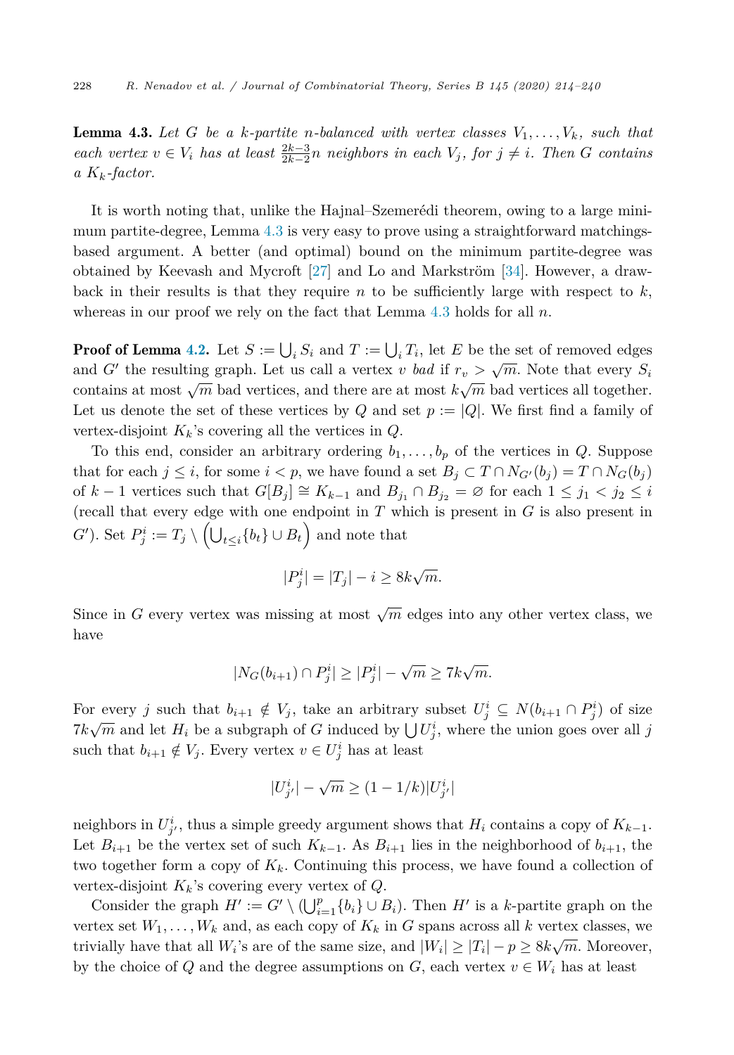**Lemma 4.3.** *Let $G$ be a $k$-partite $n$-balanced with vertex classes $V_1, \dots, V_k$, such that each vertex $v \in V_i$ has at least $\frac{2k-3}{2k-2}n$ neighbors in each $V_j$, for $j \neq i$. Then $G$ contains a $K_k$-factor.*

It is worth noting that, unlike the Hajnal–Szemerédi theorem, owing to a large minimum partite-degree, Lemma 4.3 is very easy to prove using a straightforward matchings-based argument. A better (and optimal) bound on the minimum partite-degree was obtained by Keevash and Mycroft [27] and Lo and Markström [34]. However, a drawback in their results is that they require $n$ to be sufficiently large with respect to $k$, whereas in our proof we rely on the fact that Lemma 4.3 holds for all $n$.

**Proof of Lemma 4.2.** Let $S := \bigcup_i S_i$ and $T := \bigcup_i T_i$, let $E$ be the set of removed edges and $G'$ the resulting graph. Let us call a vertex $v$ *bad* if $r_v > \sqrt{m}$. Note that every $S_i$ contains at most $\sqrt{m}$ bad vertices, and there are at most $k\sqrt{m}$ bad vertices all together. Let us denote the set of these vertices by $Q$ and set $p := |Q|$. We first find a family of vertex-disjoint $K_k$'s covering all the vertices in $Q$.

To this end, consider an arbitrary ordering $b_1, \dots, b_p$ of the vertices in $Q$. Suppose that for each $j \leq i$, for some $i < p$, we have found a set $B_j \subset T \cap N_{G'}(b_j) = T \cap N_G(b_j)$ of $k-1$ vertices such that $G[B_j] \cong K_{k-1}$ and $B_{j_1} \cap B_{j_2} = \varnothing$ for each $1 \leq j_1 < j_2 \leq i$ (recall that every edge with one endpoint in $T$ which is present in $G$ is also present in $G'$). Set $P_j^i := T_j \setminus \left(\bigcup_{t \leq i} \{b_t\} \cup B_t\right)$ and note that

$$|P_j^i| = |T_j| - i \geq 8k\sqrt{m}.$$

Since in $G$ every vertex was missing at most $\sqrt{m}$ edges into any other vertex class, we have

$$|N_G(b_{i+1}) \cap P_j^i| \geq |P_j^i| - \sqrt{m} \geq 7k\sqrt{m}.$$

For every $j$ such that $b_{i+1} \notin V_j$, take an arbitrary subset $U_j^i \subseteq N(b_{i+1} \cap P_j^i)$ of size $7k\sqrt{m}$ and let $H_i$ be a subgraph of $G$ induced by $\bigcup U_j^i$, where the union goes over all $j$ such that $b_{i+1} \notin V_j$. Every vertex $v \in U_j^i$ has at least

$$|U_{j'}^i| - \sqrt{m} \geq (1 - 1/k)|U_{j'}^i|$$

neighbors in $U_{j'}^i$, thus a simple greedy argument shows that $H_i$ contains a copy of $K_{k-1}$. Let $B_{i+1}$ be the vertex set of such $K_{k-1}$. As $B_{i+1}$ lies in the neighborhood of $b_{i+1}$, the two together form a copy of $K_k$. Continuing this process, we have found a collection of vertex-disjoint $K_k$'s covering every vertex of $Q$.

Consider the graph $H' := G' \setminus (\bigcup_{i=1}^p \{b_i\} \cup B_i)$. Then $H'$ is a $k$-partite graph on the vertex set $W_1, \dots, W_k$ and, as each copy of $K_k$ in $G$ spans across all $k$ vertex classes, we trivially have that all $W_i$'s are of the same size, and $|W_i| \geq |T_i| - p \geq 8k\sqrt{m}$. Moreover, by the choice of $Q$ and the degree assumptions on $G$, each vertex $v \in W_i$ has at least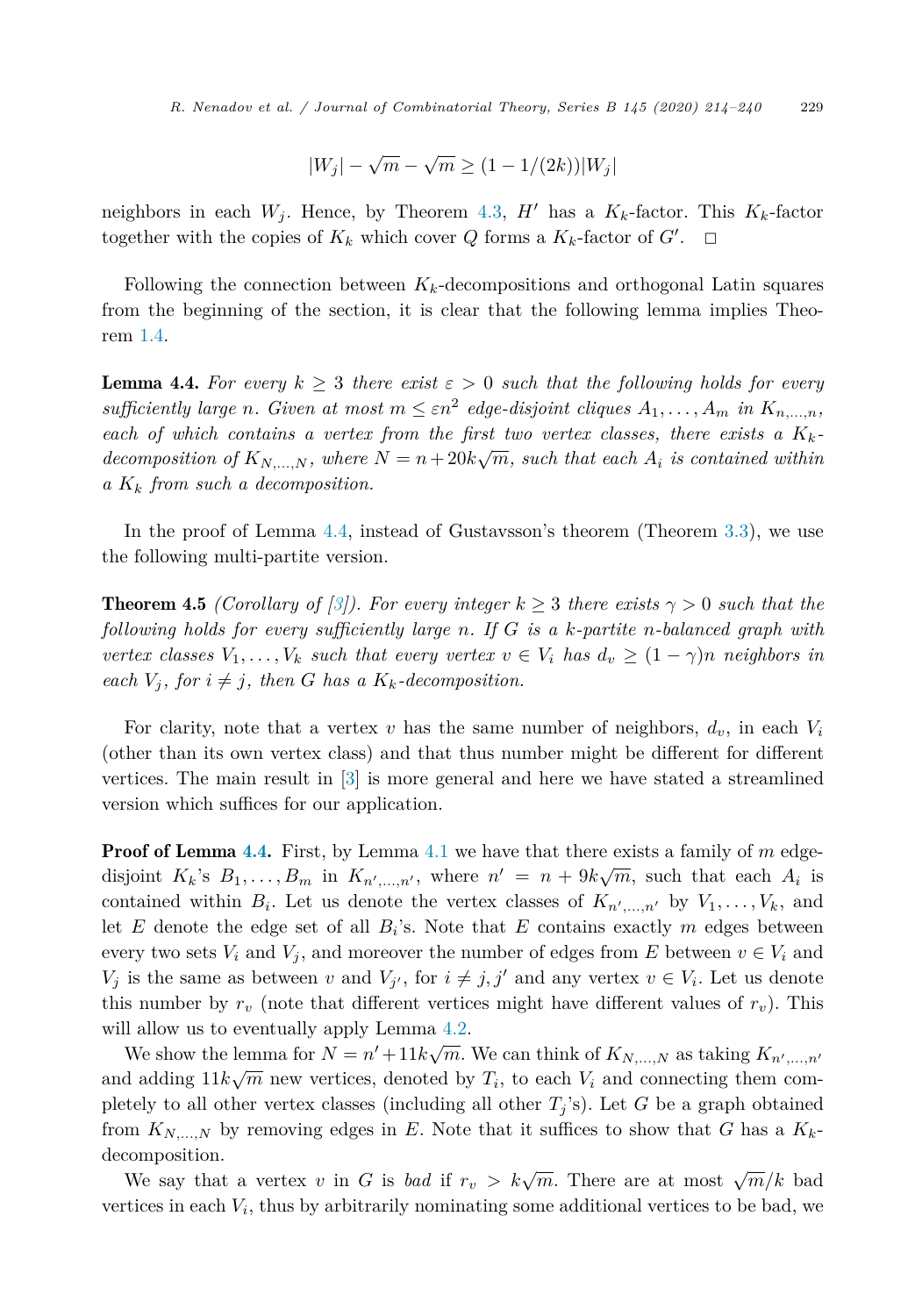$$|W_j| - \sqrt{m} - \sqrt{m} \geq (1 - 1/(2k))|W_j|$$

neighbors in each $W_j$. Hence, by Theorem 4.3, $H'$ has a $K_k$-factor. This $K_k$-factor together with the copies of $K_k$ which cover $Q$ forms a $K_k$-factor of $G'$. $\square$

Following the connection between $K_k$-decompositions and orthogonal Latin squares from the beginning of the section, it is clear that the following lemma implies Theorem 1.4.

**Lemma 4.4.** *For every $k \geq 3$ there exist $\varepsilon > 0$ such that the following holds for every sufficiently large $n$. Given at most $m \leq \varepsilon n^2$ edge-disjoint cliques $A_1, \dots, A_m$ in $K_{n,\dots,n}$, each of which contains a vertex from the first two vertex classes, there exists a $K_k$-decomposition of $K_{N,\dots,N}$, where $N = n + 20k\sqrt{m}$, such that each $A_i$ is contained within a $K_k$ from such a decomposition.*

In the proof of Lemma 4.4, instead of Gustavsson's theorem (Theorem 3.3), we use the following multi-partite version.

**Theorem 4.5** *(Corollary of [3]). For every integer $k \geq 3$ there exists $\gamma > 0$ such that the following holds for every sufficiently large $n$. If $G$ is a $k$-partite $n$-balanced graph with vertex classes $V_1, \dots, V_k$ such that every vertex $v \in V_i$ has $d_v \geq (1 - \gamma)n$ neighbors in each $V_j$, for $i \neq j$, then $G$ has a $K_k$-decomposition.*

For clarity, note that a vertex $v$ has the same number of neighbors, $d_v$, in each $V_i$ (other than its own vertex class) and that thus number might be different for different vertices. The main result in [3] is more general and here we have stated a streamlined version which suffices for our application.

**Proof of Lemma 4.4.** First, by Lemma 4.1 we have that there exists a family of $m$ edge-disjoint $K_k$'s $B_1, \dots, B_m$ in $K_{n',\dots,n'}$, where $n' = n + 9k\sqrt{m}$, such that each $A_i$ is contained within $B_i$. Let us denote the vertex classes of $K_{n',\dots,n'}$ by $V_1, \dots, V_k$, and let $E$ denote the edge set of all $B_i$'s. Note that $E$ contains exactly $m$ edges between every two sets $V_i$ and $V_j$, and moreover the number of edges from $E$ between $v \in V_i$ and $V_j$ is the same as between $v$ and $V_{j'}$, for $i \neq j, j'$ and any vertex $v \in V_i$. Let us denote this number by $r_v$ (note that different vertices might have different values of $r_v$). This will allow us to eventually apply Lemma 4.2.

We show the lemma for $N = n' + 11k\sqrt{m}$. We can think of $K_{N,\dots,N}$ as taking $K_{n',\dots,n'}$ and adding $11k\sqrt{m}$ new vertices, denoted by $T_i$, to each $V_i$ and connecting them completely to all other vertex classes (including all other $T_j$'s). Let $G$ be a graph obtained from $K_{N,\dots,N}$ by removing edges in $E$. Note that it suffices to show that $G$ has a $K_k$-decomposition.

We say that a vertex $v$ in $G$ is *bad* if $r_v > k\sqrt{m}$. There are at most $\sqrt{m}/k$ bad vertices in each $V_i$, thus by arbitrarily nominating some additional vertices to be bad, we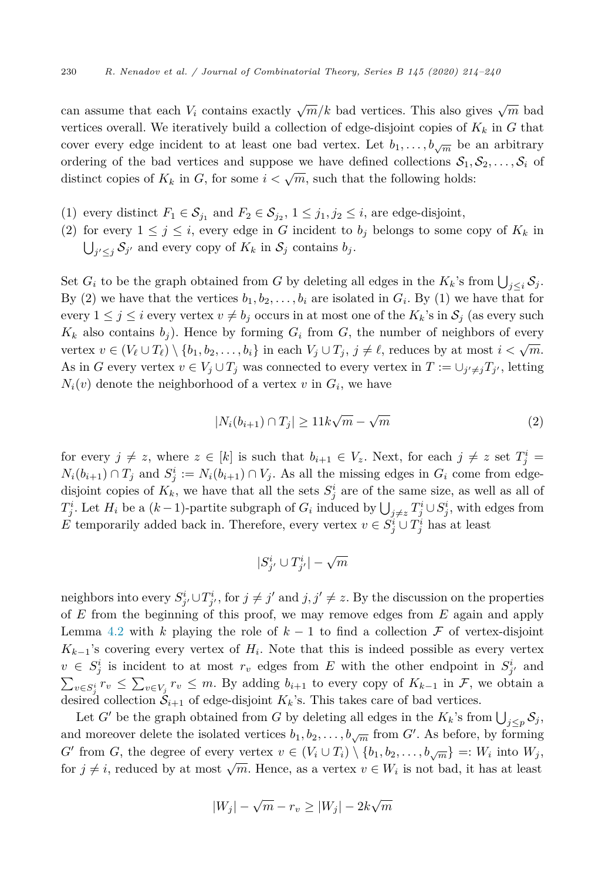can assume that each $V_i$ contains exactly $\sqrt{m}/k$ bad vertices. This also gives $\sqrt{m}$ bad vertices overall. We iteratively build a collection of edge-disjoint copies of $K_k$ in $G$ that cover every edge incident to at least one bad vertex. Let $b_1, \dots, b_{\sqrt{m}}$ be an arbitrary ordering of the bad vertices and suppose we have defined collections $\mathcal{S}_1, \mathcal{S}_2, \dots, \mathcal{S}_i$ of distinct copies of $K_k$ in $G$, for some $i < \sqrt{m}$, such that the following holds:

(1) every distinct $F_1 \in \mathcal{S}_{j_1}$ and $F_2 \in \mathcal{S}_{j_2}$, $1 \leq j_1, j_2 \leq i$, are edge-disjoint,
(2) for every $1 \leq j \leq i$, every edge in $G$ incident to $b_j$ belongs to some copy of $K_k$ in $\bigcup_{j' \leq j} \mathcal{S}_{j'}$ and every copy of $K_k$ in $\mathcal{S}_j$ contains $b_j$.

Set $G_i$ to be the graph obtained from $G$ by deleting all edges in the $K_k$'s from $\bigcup_{j \leq i} \mathcal{S}_j$. By (2) we have that the vertices $b_1, b_2, \dots, b_i$ are isolated in $G_i$. By (1) we have that for every $1 \leq j \leq i$ every vertex $v \neq b_j$ occurs in at most one of the $K_k$'s in $\mathcal{S}_j$ (as every such $K_k$ also contains $b_j$). Hence by forming $G_i$ from $G$, the number of neighbors of every vertex $v \in (V_\ell \cup T_\ell) \setminus \{b_1, b_2, \dots, b_i\}$ in each $V_j \cup T_j$, $j \neq \ell$, reduces by at most $i < \sqrt{m}$. As in $G$ every vertex $v \in V_j \cup T_j$ was connected to every vertex in $T := \cup_{j' \neq j} T_{j'}$, letting $N_i(v)$ denote the neighborhood of a vertex $v$ in $G_i$, we have

$$|N_i(b_{i+1}) \cap T_j| \geq 11k\sqrt{m} - \sqrt{m} \tag{2}$$

for every $j \neq z$, where $z \in [k]$ is such that $b_{i+1} \in V_z$. Next, for each $j \neq z$ set $T_j^i = N_i(b_{i+1}) \cap T_j$ and $S_j^i := N_i(b_{i+1}) \cap V_j$. As all the missing edges in $G_i$ come from edge-disjoint copies of $K_k$, we have that all the sets $S_j^i$ are of the same size, as well as all of $T_j^i$. Let $H_i$ be a $(k-1)$-partite subgraph of $G_i$ induced by $\bigcup_{j \neq z} T_j^i \cup S_j^i$, with edges from $E$ temporarily added back in. Therefore, every vertex $v \in S_j^i \cup T_j^i$ has at least

$$|S_{j'}^i \cup T_{j'}^i| - \sqrt{m}$$

neighbors into every $S_{j'}^i \cup T_{j'}^i$, for $j \neq j'$ and $j, j' \neq z$. By the discussion on the properties of $E$ from the beginning of this proof, we may remove edges from $E$ again and apply Lemma 4.2 with $k$ playing the role of $k-1$ to find a collection $\mathcal{F}$ of vertex-disjoint $K_{k-1}$'s covering every vertex of $H_i$. Note that this is indeed possible as every vertex $v \in S_j^i$ is incident to at most $r_v$ edges from $E$ with the other endpoint in $S_{j'}^i$ and $\sum_{v \in S_j^i} r_v \leq \sum_{v \in V_j} r_v \leq m$. By adding $b_{i+1}$ to every copy of $K_{k-1}$ in $\mathcal{F}$, we obtain a desired collection $\mathcal{S}_{i+1}$ of edge-disjoint $K_k$'s. This takes care of bad vertices.

Let $G'$ be the graph obtained from $G$ by deleting all edges in the $K_k$'s from $\bigcup_{j \leq p} \mathcal{S}_j$, and moreover delete the isolated vertices $b_1, b_2, \dots, b_{\sqrt{m}}$ from $G'$. As before, by forming $G'$ from $G$, the degree of every vertex $v \in (V_i \cup T_i) \setminus \{b_1, b_2, \dots, b_{\sqrt{m}}\} =: W_i$ into $W_j$, for $j \neq i$, reduced by at most $\sqrt{m}$. Hence, as a vertex $v \in W_i$ is not bad, it has at least

$$|W_j| - \sqrt{m} - r_v \geq |W_j| - 2k\sqrt{m}$$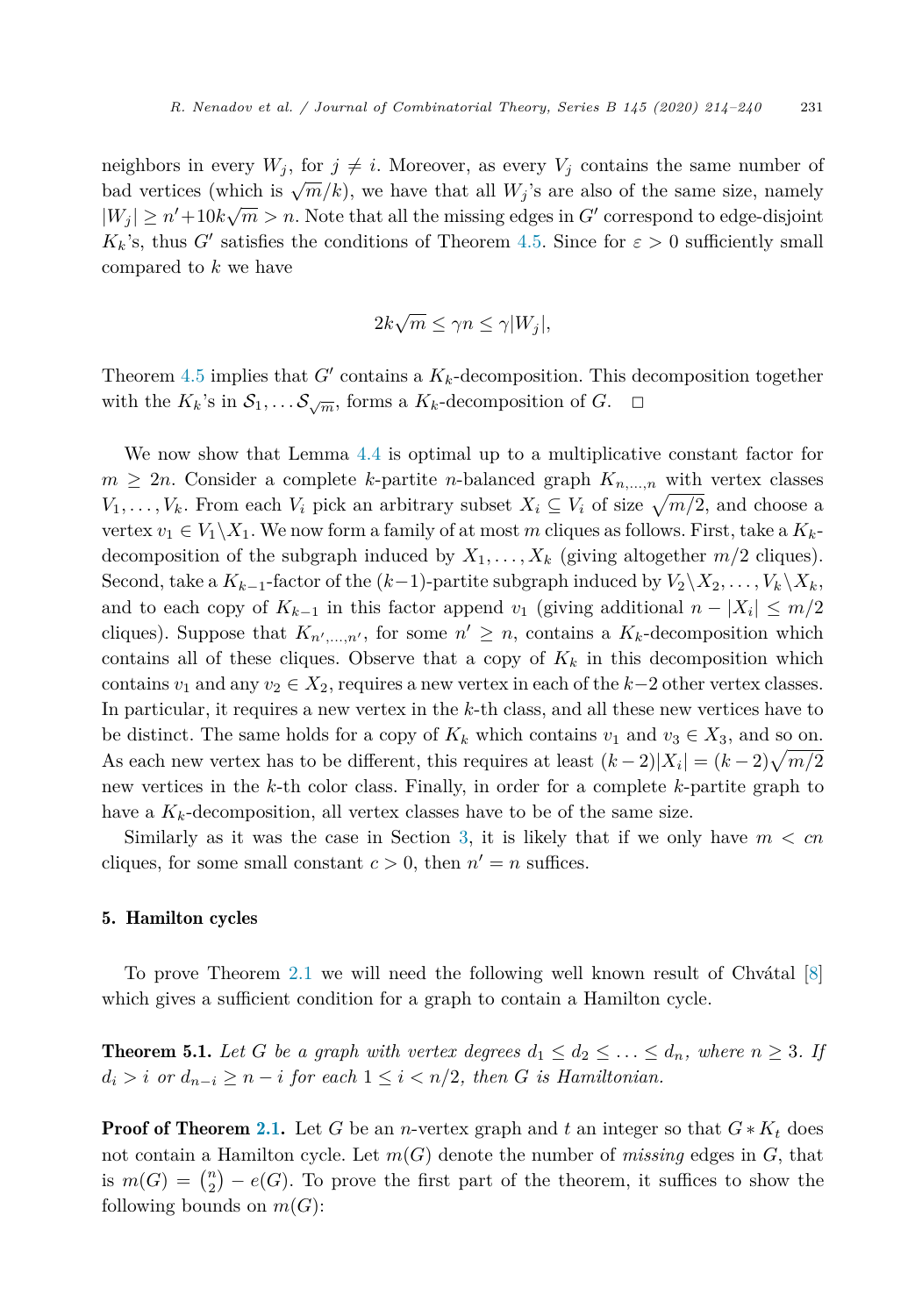neighbors in every $W_j$, for $j \neq i$. Moreover, as every $V_j$ contains the same number of bad vertices (which is $\sqrt{m}/k$), we have that all $W_j$'s are also of the same size, namely $|W_j| \geq n' + 10k\sqrt{m} > n$. Note that all the missing edges in $G'$ correspond to edge-disjoint $K_k$'s, thus $G'$ satisfies the conditions of Theorem 4.5. Since for $\varepsilon > 0$ sufficiently small compared to $k$ we have

$$2k\sqrt{m} \leq \gamma n \leq \gamma |W_j|,$$

Theorem 4.5 implies that $G'$ contains a $K_k$-decomposition. This decomposition together with the $K_k$'s in $\mathcal{S}_1, \ldots \mathcal{S}_{\sqrt{m}}$, forms a $K_k$-decomposition of $G$. $\square$

We now show that Lemma 4.4 is optimal up to a multiplicative constant factor for $m \geq 2n$. Consider a complete $k$-partite $n$-balanced graph $K_{n,\ldots,n}$ with vertex classes $V_1, \ldots, V_k$. From each $V_i$ pick an arbitrary subset $X_i \subseteq V_i$ of size $\sqrt{m/2}$, and choose a vertex $v_1 \in V_1 \setminus X_1$. We now form a family of at most $m$ cliques as follows. First, take a $K_k$-decomposition of the subgraph induced by $X_1, \ldots, X_k$ (giving altogether $m/2$ cliques). Second, take a $K_{k-1}$-factor of the $(k-1)$-partite subgraph induced by $V_2 \setminus X_2, \ldots, V_k \setminus X_k$, and to each copy of $K_{k-1}$ in this factor append $v_1$ (giving additional $n - |X_i| \leq m/2$ cliques). Suppose that $K_{n',\ldots,n'}$, for some $n' \geq n$, contains a $K_k$-decomposition which contains all of these cliques. Observe that a copy of $K_k$ in this decomposition which contains $v_1$ and any $v_2 \in X_2$, requires a new vertex in each of the $k-2$ other vertex classes. In particular, it requires a new vertex in the $k$-th class, and all these new vertices have to be distinct. The same holds for a copy of $K_k$ which contains $v_1$ and $v_3 \in X_3$, and so on. As each new vertex has to be different, this requires at least $(k-2)|X_i| = (k-2)\sqrt{m/2}$ new vertices in the $k$-th color class. Finally, in order for a complete $k$-partite graph to have a $K_k$-decomposition, all vertex classes have to be of the same size.

Similarly as it was the case in Section 3, it is likely that if we only have $m < cn$ cliques, for some small constant $c > 0$, then $n' = n$ suffices.

## 5. Hamilton cycles

To prove Theorem 2.1 we will need the following well known result of Chvátal [8] which gives a sufficient condition for a graph to contain a Hamilton cycle.

**Theorem 5.1.** *Let $G$ be a graph with vertex degrees $d_1 \leq d_2 \leq \ldots \leq d_n$, where $n \geq 3$. If $d_i > i$ or $d_{n-i} \geq n - i$ for each $1 \leq i < n/2$, then $G$ is Hamiltonian.*

**Proof of Theorem 2.1.** Let $G$ be an $n$-vertex graph and $t$ an integer so that $G * K_t$ does not contain a Hamilton cycle. Let $m(G)$ denote the number of *missing* edges in $G$, that is $m(G) = \binom{n}{2} - e(G)$. To prove the first part of the theorem, it suffices to show the following bounds on $m(G)$: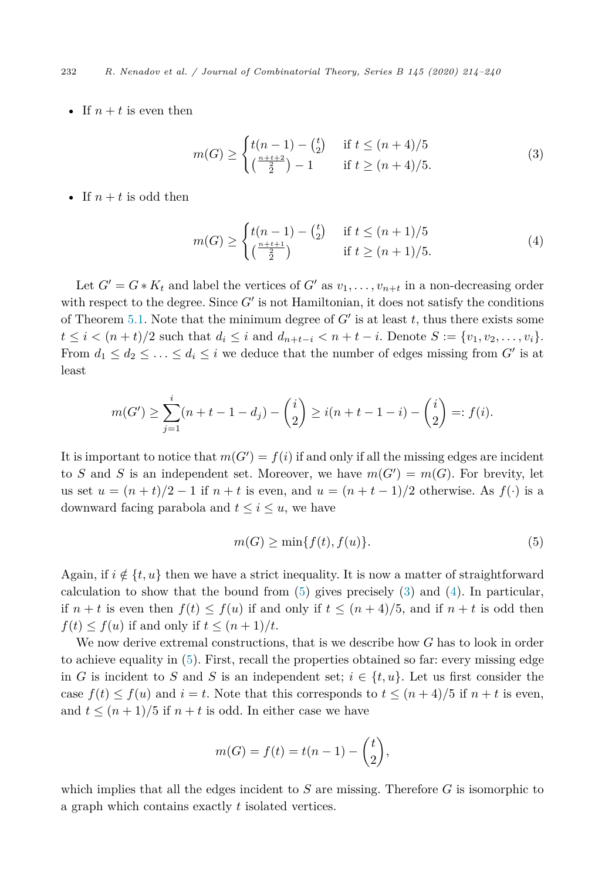- If $n + t$ is even then

$$
m(G) \geq \begin{cases} t(n-1) - \binom{t}{2} & \text{if } t \leq (n+4)/5 \\ \binom{\frac{n+t+2}{2}}{2} - 1 & \text{if } t \geq (n+4)/5. \end{cases} \tag{3}
$$

- If $n + t$ is odd then

$$
m(G) \geq \begin{cases} t(n-1) - \binom{t}{2} & \text{if } t \leq (n+1)/5 \\ \binom{\frac{n+t+1}{2}}{2} & \text{if } t \geq (n+1)/5. \end{cases} \tag{4}
$$

Let $G' = G * K_t$ and label the vertices of $G'$ as $v_1, \dots, v_{n+t}$ in a non-decreasing order with respect to the degree. Since $G'$ is not Hamiltonian, it does not satisfy the conditions of Theorem 5.1. Note that the minimum degree of $G'$ is at least $t$, thus there exists some $t \leq i < (n+t)/2$ such that $d_i \leq i$ and $d_{n+t-i} < n+t-i$. Denote $S := \{v_1, v_2, \dots, v_i\}$. From $d_1 \leq d_2 \leq \dots \leq d_i \leq i$ we deduce that the number of edges missing from $G'$ is at least

$$
m(G') \geq \sum_{j=1}^{i} (n+t-1-d_j) - \binom{i}{2} \geq i(n+t-1-i) - \binom{i}{2} =: f(i).
$$

It is important to notice that $m(G') = f(i)$ if and only if all the missing edges are incident to $S$ and $S$ is an independent set. Moreover, we have $m(G') = m(G)$. For brevity, let us set $u = (n+t)/2 - 1$ if $n+t$ is even, and $u = (n+t-1)/2$ otherwise. As $f(\cdot)$ is a downward facing parabola and $t \leq i \leq u$, we have

$$
m(G) \geq \min\{f(t), f(u)\}. \tag{5}
$$

Again, if $i \notin \{t, u\}$ then we have a strict inequality. It is now a matter of straightforward calculation to show that the bound from (5) gives precisely (3) and (4). In particular, if $n+t$ is even then $f(t) \leq f(u)$ if and only if $t \leq (n+4)/5$, and if $n+t$ is odd then $f(t) \leq f(u)$ if and only if $t \leq (n+1)/t$.

We now derive extremal constructions, that is we describe how $G$ has to look in order to achieve equality in (5). First, recall the properties obtained so far: every missing edge in $G$ is incident to $S$ and $S$ is an independent set; $i \in \{t, u\}$. Let us first consider the case $f(t) \leq f(u)$ and $i = t$. Note that this corresponds to $t \leq (n+4)/5$ if $n+t$ is even, and $t \leq (n+1)/5$ if $n+t$ is odd. In either case we have

$$
m(G) = f(t) = t(n-1) - \binom{t}{2},
$$

which implies that all the edges incident to $S$ are missing. Therefore $G$ is isomorphic to a graph which contains exactly $t$ isolated vertices.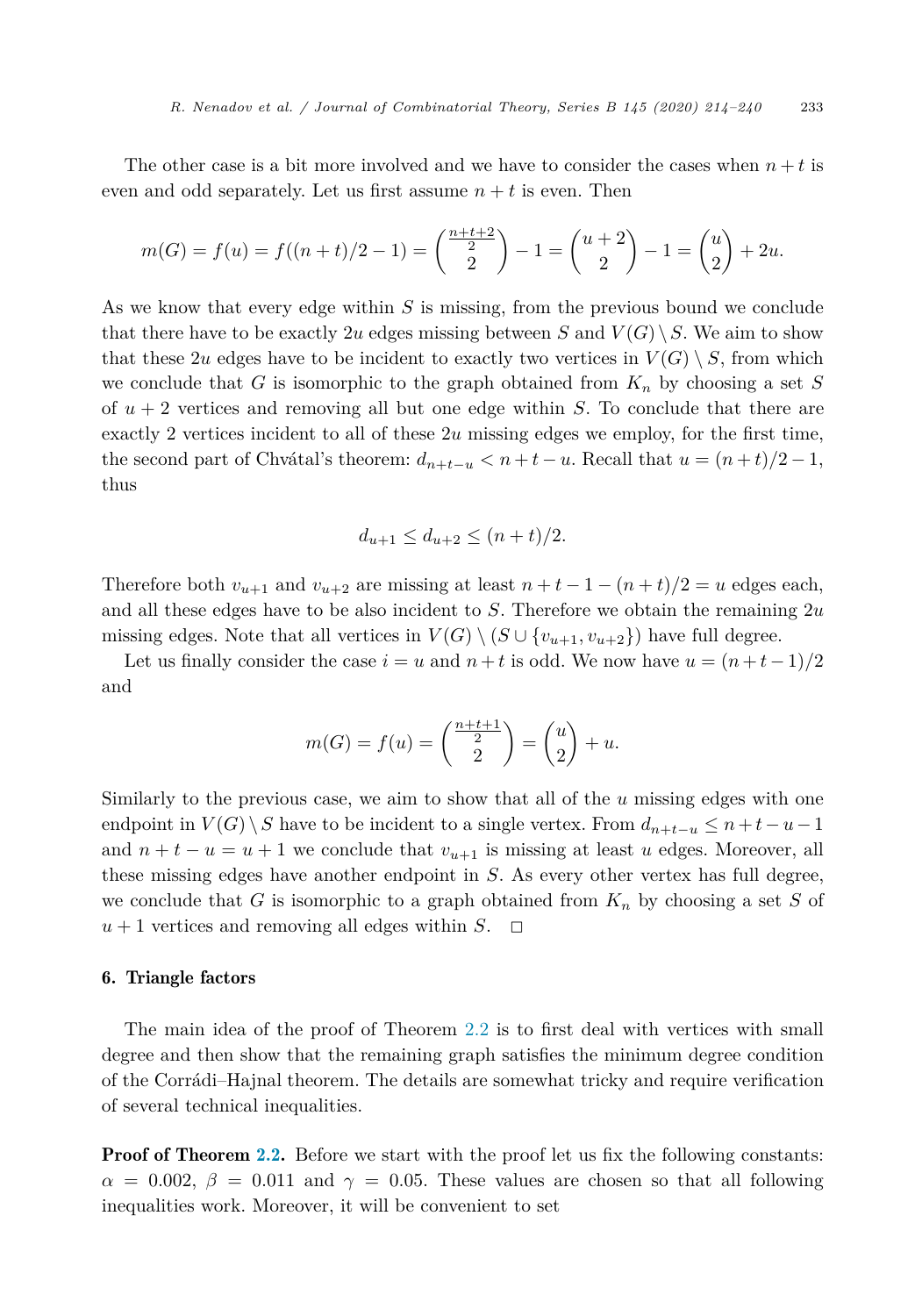The other case is a bit more involved and we have to consider the cases when $n+t$ is even and odd separately. Let us first assume $n+t$ is even. Then

$$m(G) = f(u) = f((n+t)/2-1) = \binom{\frac{n+t+2}{2}}{2} - 1 = \binom{u+2}{2} - 1 = \binom{u}{2} + 2u.$$

As we know that every edge within $S$ is missing, from the previous bound we conclude that there have to be exactly $2u$ edges missing between $S$ and $V(G) \setminus S$. We aim to show that these $2u$ edges have to be incident to exactly two vertices in $V(G) \setminus S$, from which we conclude that $G$ is isomorphic to the graph obtained from $K_n$ by choosing a set $S$ of $u+2$ vertices and removing all but one edge within $S$. To conclude that there are exactly 2 vertices incident to all of these $2u$ missing edges we employ, for the first time, the second part of Chvátal's theorem: $d_{n+t-u} < n+t-u$. Recall that $u = (n+t)/2 - 1$, thus

$$d_{u+1} \leq d_{u+2} \leq (n+t)/2.$$

Therefore both $v_{u+1}$ and $v_{u+2}$ are missing at least $n+t-1-(n+t)/2 = u$ edges each, and all these edges have to be also incident to $S$. Therefore we obtain the remaining $2u$ missing edges. Note that all vertices in $V(G) \setminus (S \cup \{v_{u+1}, v_{u+2}\})$ have full degree.

Let us finally consider the case $i = u$ and $n+t$ is odd. We now have $u = (n+t-1)/2$ and

$$m(G) = f(u) = \binom{\frac{n+t+1}{2}}{2} = \binom{u}{2} + u.$$

Similarly to the previous case, we aim to show that all of the $u$ missing edges with one endpoint in $V(G) \setminus S$ have to be incident to a single vertex. From $d_{n+t-u} \leq n+t-u-1$ and $n+t-u = u+1$ we conclude that $v_{u+1}$ is missing at least $u$ edges. Moreover, all these missing edges have another endpoint in $S$. As every other vertex has full degree, we conclude that $G$ is isomorphic to a graph obtained from $K_n$ by choosing a set $S$ of $u+1$ vertices and removing all edges within $S$. $\square$

## 6. Triangle factors

The main idea of the proof of Theorem 2.2 is to first deal with vertices with small degree and then show that the remaining graph satisfies the minimum degree condition of the Corrádi–Hajnal theorem. The details are somewhat tricky and require verification of several technical inequalities.

**Proof of Theorem 2.2.** Before we start with the proof let us fix the following constants: $\alpha = 0.002$, $\beta = 0.011$ and $\gamma = 0.05$. These values are chosen so that all following inequalities work. Moreover, it will be convenient to set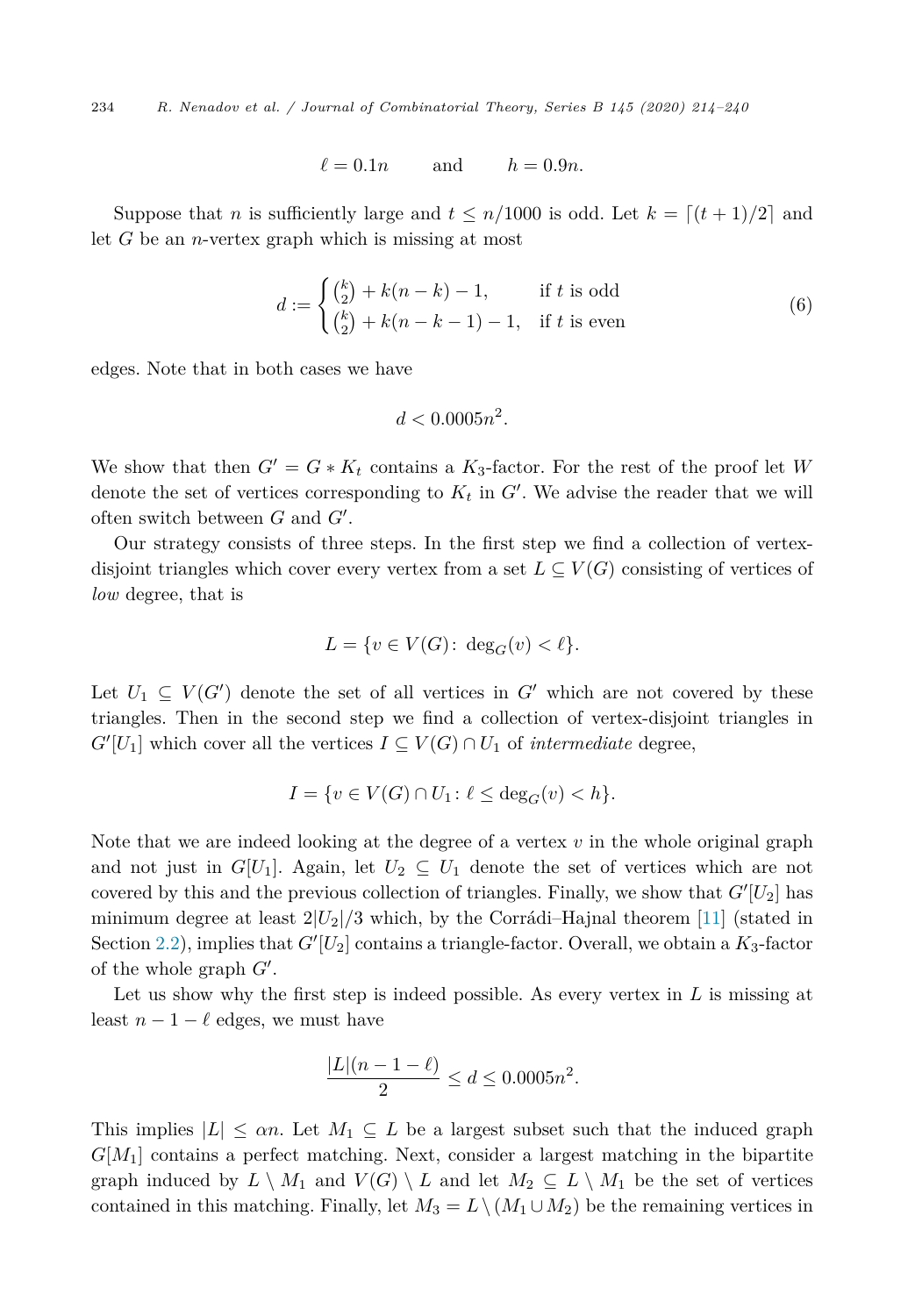$$\ell = 0.1n \qquad \text{and} \qquad h = 0.9n.$$

Suppose that $n$ is sufficiently large and $t \leq n/1000$ is odd. Let $k = \lceil (t+1)/2 \rceil$ and let $G$ be an $n$-vertex graph which is missing at most

$$d := \begin{cases} \binom{k}{2} + k(n-k) - 1, & \text{if } t \text{ is odd} \\ \binom{k}{2} + k(n-k-1) - 1, & \text{if } t \text{ is even} \end{cases} \tag{6}$$

edges. Note that in both cases we have

$$d < 0.0005n^2.$$

We show that then $G' = G * K_t$ contains a $K_3$-factor. For the rest of the proof let $W$ denote the set of vertices corresponding to $K_t$ in $G'$. We advise the reader that we will often switch between $G$ and $G'$.

Our strategy consists of three steps. In the first step we find a collection of vertex-disjoint triangles which cover every vertex from a set $L \subseteq V(G)$ consisting of vertices of *low* degree, that is

$$L = \{v \in V(G) \colon \deg_G(v) < \ell\}.$$

Let $U_1 \subseteq V(G')$ denote the set of all vertices in $G'$ which are not covered by these triangles. Then in the second step we find a collection of vertex-disjoint triangles in $G'[U_1]$ which cover all the vertices $I \subseteq V(G) \cap U_1$ of *intermediate* degree,

$$I = \{v \in V(G) \cap U_1 \colon \ell \leq \deg_G(v) < h\}.$$

Note that we are indeed looking at the degree of a vertex $v$ in the whole original graph and not just in $G[U_1]$. Again, let $U_2 \subseteq U_1$ denote the set of vertices which are not covered by this and the previous collection of triangles. Finally, we show that $G'[U_2]$ has minimum degree at least $2|U_2|/3$ which, by the Corrádi–Hajnal theorem [11] (stated in Section 2.2), implies that $G'[U_2]$ contains a triangle-factor. Overall, we obtain a $K_3$-factor of the whole graph $G'$.

Let us show why the first step is indeed possible. As every vertex in $L$ is missing at least $n - 1 - \ell$ edges, we must have

$$\frac{|L|(n-1-\ell)}{2} \leq d \leq 0.0005n^2.$$

This implies $|L| \leq \alpha n$. Let $M_1 \subseteq L$ be a largest subset such that the induced graph $G[M_1]$ contains a perfect matching. Next, consider a largest matching in the bipartite graph induced by $L \setminus M_1$ and $V(G) \setminus L$ and let $M_2 \subseteq L \setminus M_1$ be the set of vertices contained in this matching. Finally, let $M_3 = L \setminus (M_1 \cup M_2)$ be the remaining vertices in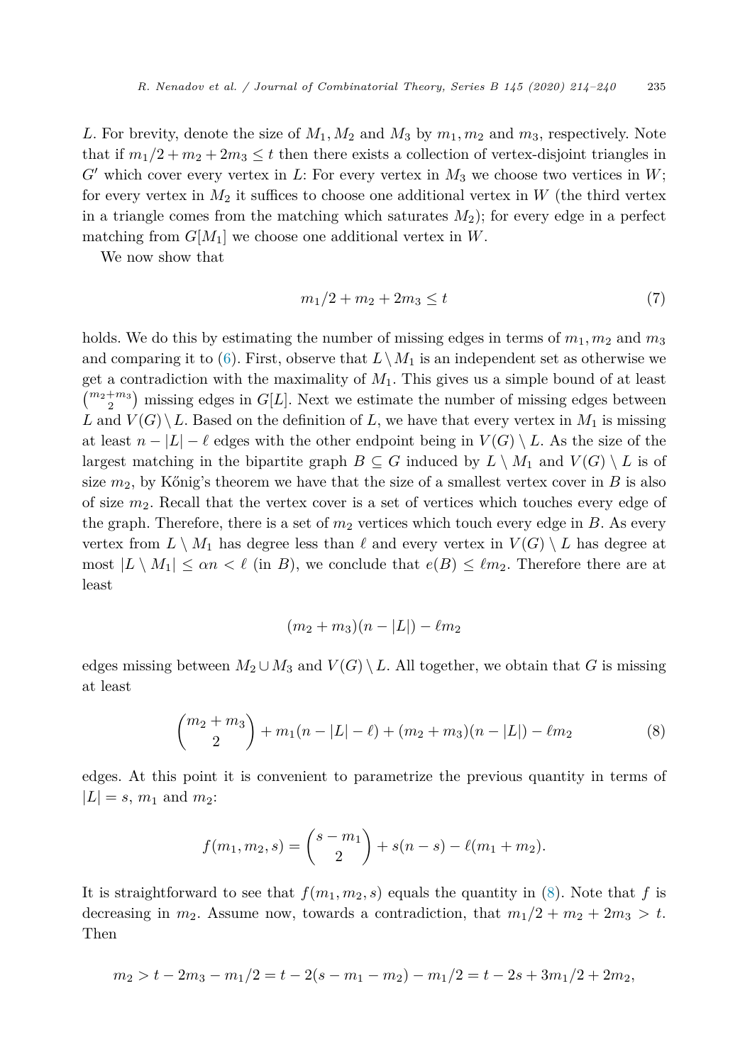$L$. For brevity, denote the size of $M_1, M_2$ and $M_3$ by $m_1, m_2$ and $m_3$, respectively. Note that if $m_1/2 + m_2 + 2m_3 \le t$ then there exists a collection of vertex-disjoint triangles in $G'$ which cover every vertex in $L$: For every vertex in $M_3$ we choose two vertices in $W$; for every vertex in $M_2$ it suffices to choose one additional vertex in $W$ (the third vertex in a triangle comes from the matching which saturates $M_2$); for every edge in a perfect matching from $G[M_1]$ we choose one additional vertex in $W$.

We now show that

$$m_1/2 + m_2 + 2m_3 \le t \tag{7}$$

holds. We do this by estimating the number of missing edges in terms of $m_1, m_2$ and $m_3$ and comparing it to (6). First, observe that $L \setminus M_1$ is an independent set as otherwise we get a contradiction with the maximality of $M_1$. This gives us a simple bound of at least $\binom{m_2+m_3}{2}$ missing edges in $G[L]$. Next we estimate the number of missing edges between $L$ and $V(G) \setminus L$. Based on the definition of $L$, we have that every vertex in $M_1$ is missing at least $n - |L| - \ell$ edges with the other endpoint being in $V(G) \setminus L$. As the size of the largest matching in the bipartite graph $B \subseteq G$ induced by $L \setminus M_1$ and $V(G) \setminus L$ is of size $m_2$, by Kőnig's theorem we have that the size of a smallest vertex cover in $B$ is also of size $m_2$. Recall that the vertex cover is a set of vertices which touches every edge of the graph. Therefore, there is a set of $m_2$ vertices which touch every edge in $B$. As every vertex from $L \setminus M_1$ has degree less than $\ell$ and every vertex in $V(G) \setminus L$ has degree at most $|L \setminus M_1| \le \alpha n < \ell$ (in $B$), we conclude that $e(B) \le \ell m_2$. Therefore there are at least

$$(m_2 + m_3)(n - |L|) - \ell m_2$$

edges missing between $M_2 \cup M_3$ and $V(G) \setminus L$. All together, we obtain that $G$ is missing at least

$$\binom{m_2 + m_3}{2} + m_1(n - |L| - \ell) + (m_2 + m_3)(n - |L|) - \ell m_2 \tag{8}$$

edges. At this point it is convenient to parametrize the previous quantity in terms of $|L| = s$, $m_1$ and $m_2$:

$$f(m_1, m_2, s) = \binom{s - m_1}{2} + s(n - s) - \ell(m_1 + m_2).$$

It is straightforward to see that $f(m_1, m_2, s)$ equals the quantity in (8). Note that $f$ is decreasing in $m_2$. Assume now, towards a contradiction, that $m_1/2 + m_2 + 2m_3 > t$. Then

$$m_2 > t - 2m_3 - m_1/2 = t - 2(s - m_1 - m_2) - m_1/2 = t - 2s + 3m_1/2 + 2m_2,$$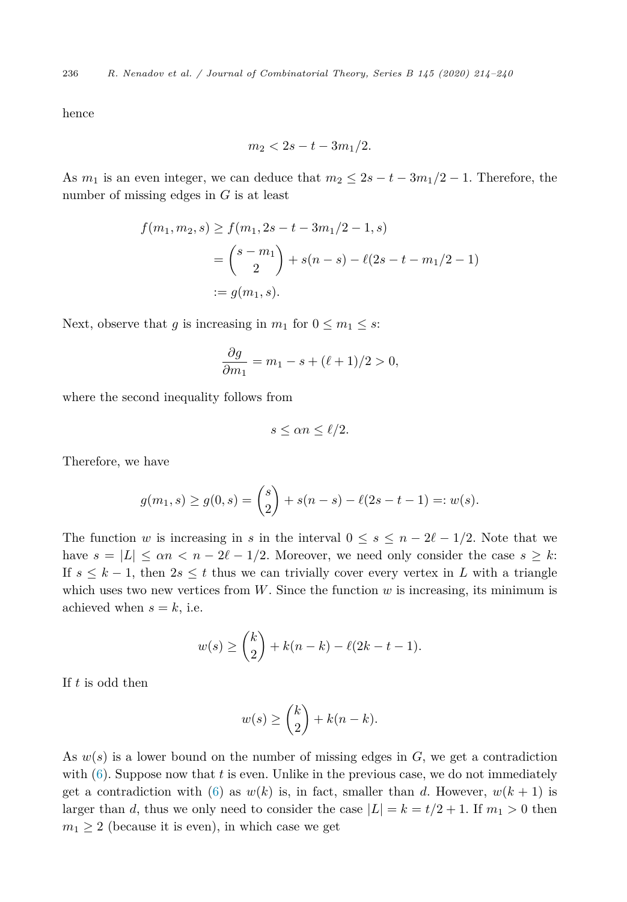hence

$$m_2 < 2s - t - 3m_1/2.$$

As $m_1$ is an even integer, we can deduce that $m_2 \leq 2s - t - 3m_1/2 - 1$. Therefore, the number of missing edges in $G$ is at least

$$\begin{aligned}
f(m_1, m_2, s) &\geq f(m_1, 2s - t - 3m_1/2 - 1, s) \\
&= \binom{s - m_1}{2} + s(n - s) - \ell(2s - t - m_1/2 - 1) \\
&:= g(m_1, s).
\end{aligned}$$

Next, observe that $g$ is increasing in $m_1$ for $0 \leq m_1 \leq s$:

$$\frac{\partial g}{\partial m_1} = m_1 - s + (\ell + 1)/2 > 0,$$

where the second inequality follows from

$$s \leq \alpha n \leq \ell/2.$$

Therefore, we have

$$g(m_1, s) \geq g(0, s) = \binom{s}{2} + s(n - s) - \ell(2s - t - 1) =: w(s).$$

The function $w$ is increasing in $s$ in the interval $0 \leq s \leq n - 2\ell - 1/2$. Note that we have $s = |L| \leq \alpha n < n - 2\ell - 1/2$. Moreover, we need only consider the case $s \geq k$: If $s \leq k - 1$, then $2s \leq t$ thus we can trivially cover every vertex in $L$ with a triangle which uses two new vertices from $W$. Since the function $w$ is increasing, its minimum is achieved when $s = k$, i.e.

$$w(s) \geq \binom{k}{2} + k(n - k) - \ell(2k - t - 1).$$

If $t$ is odd then

$$w(s) \geq \binom{k}{2} + k(n - k).$$

As $w(s)$ is a lower bound on the number of missing edges in $G$, we get a contradiction with (6). Suppose now that $t$ is even. Unlike in the previous case, we do not immediately get a contradiction with (6) as $w(k)$ is, in fact, smaller than $d$. However, $w(k + 1)$ is larger than $d$, thus we only need to consider the case $|L| = k = t/2 + 1$. If $m_1 > 0$ then $m_1 \geq 2$ (because it is even), in which case we get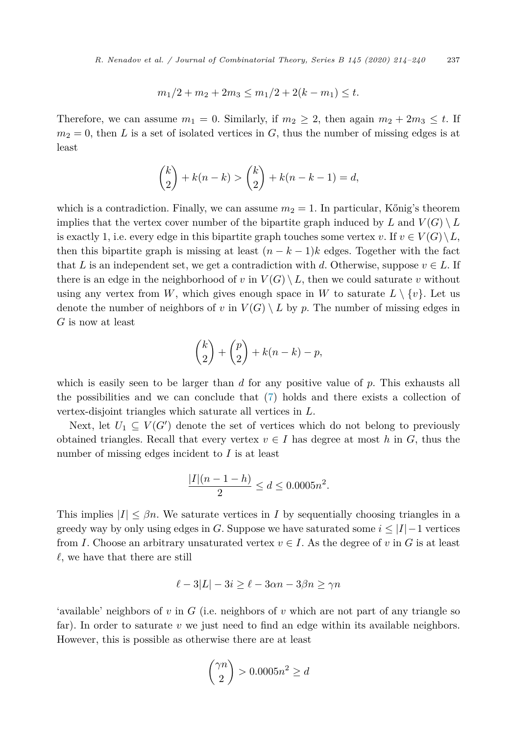$$m_1/2 + m_2 + 2m_3 \leq m_1/2 + 2(k - m_1) \leq t.$$

Therefore, we can assume $m_1 = 0$. Similarly, if $m_2 \geq 2$, then again $m_2 + 2m_3 \leq t$. If $m_2 = 0$, then $L$ is a set of isolated vertices in $G$, thus the number of missing edges is at least

$$\binom{k}{2} + k(n-k) > \binom{k}{2} + k(n-k-1) = d,$$

which is a contradiction. Finally, we can assume $m_2 = 1$. In particular, Kőnig's theorem implies that the vertex cover number of the bipartite graph induced by $L$ and $V(G) \setminus L$ is exactly 1, i.e. every edge in this bipartite graph touches some vertex $v$. If $v \in V(G) \setminus L$, then this bipartite graph is missing at least $(n-k-1)k$ edges. Together with the fact that $L$ is an independent set, we get a contradiction with $d$. Otherwise, suppose $v \in L$. If there is an edge in the neighborhood of $v$ in $V(G) \setminus L$, then we could saturate $v$ without using any vertex from $W$, which gives enough space in $W$ to saturate $L \setminus \{v\}$. Let us denote the number of neighbors of $v$ in $V(G) \setminus L$ by $p$. The number of missing edges in $G$ is now at least

$$\binom{k}{2} + \binom{p}{2} + k(n-k) - p,$$

which is easily seen to be larger than $d$ for any positive value of $p$. This exhausts all the possibilities and we can conclude that (7) holds and there exists a collection of vertex-disjoint triangles which saturate all vertices in $L$.

Next, let $U_1 \subseteq V(G')$ denote the set of vertices which do not belong to previously obtained triangles. Recall that every vertex $v \in I$ has degree at most $h$ in $G$, thus the number of missing edges incident to $I$ is at least

$$\frac{|I|(n-1-h)}{2} \leq d \leq 0.0005n^2.$$

This implies $|I| \leq \beta n$. We saturate vertices in $I$ by sequentially choosing triangles in a greedy way by only using edges in $G$. Suppose we have saturated some $i \leq |I|-1$ vertices from $I$. Choose an arbitrary unsaturated vertex $v \in I$. As the degree of $v$ in $G$ is at least $\ell$, we have that there are still

$$\ell - 3|L| - 3i \geq \ell - 3\alpha n - 3\beta n \geq \gamma n$$

'available' neighbors of $v$ in $G$ (i.e. neighbors of $v$ which are not part of any triangle so far). In order to saturate $v$ we just need to find an edge within its available neighbors. However, this is possible as otherwise there are at least

$$\binom{\gamma n}{2} > 0.0005n^2 \geq d$$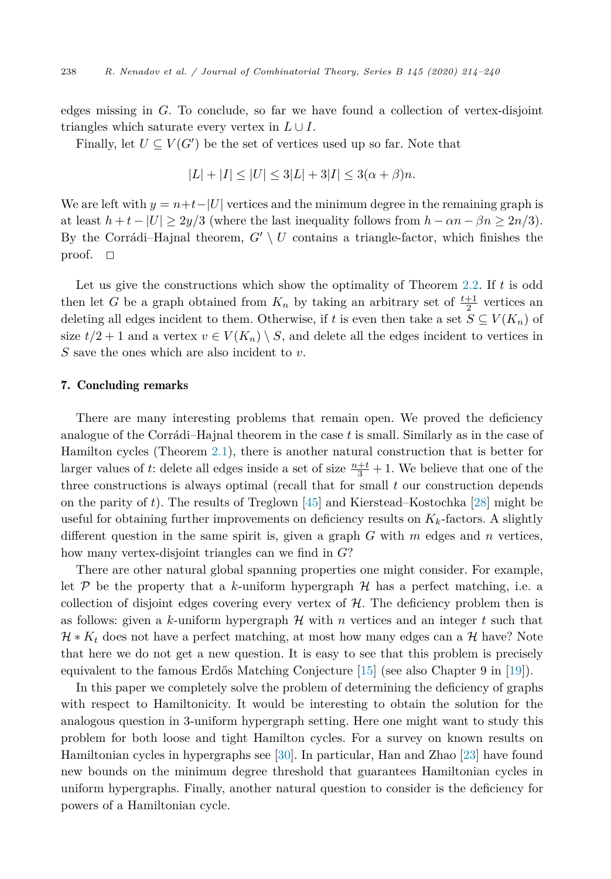edges missing in $G$. To conclude, so far we have found a collection of vertex-disjoint triangles which saturate every vertex in $L \cup I$.

Finally, let $U \subseteq V(G')$ be the set of vertices used up so far. Note that

$$|L| + |I| \leq |U| \leq 3|L| + 3|I| \leq 3(\alpha + \beta)n.$$

We are left with $y = n+t-|U|$ vertices and the minimum degree in the remaining graph is at least $h + t - |U| \geq 2y/3$ (where the last inequality follows from $h - \alpha n - \beta n \geq 2n/3$). By the Corrádi–Hajnal theorem, $G' \setminus U$ contains a triangle-factor, which finishes the proof. $\square$

Let us give the constructions which show the optimality of Theorem 2.2. If $t$ is odd then let $G$ be a graph obtained from $K_n$ by taking an arbitrary set of $\frac{t+1}{2}$ vertices an deleting all edges incident to them. Otherwise, if $t$ is even then take a set $S \subseteq V(K_n)$ of size $t/2 + 1$ and a vertex $v \in V(K_n) \setminus S$, and delete all the edges incident to vertices in $S$ save the ones which are also incident to $v$.

## 7. Concluding remarks

There are many interesting problems that remain open. We proved the deficiency analogue of the Corrádi–Hajnal theorem in the case $t$ is small. Similarly as in the case of Hamilton cycles (Theorem 2.1), there is another natural construction that is better for larger values of $t$: delete all edges inside a set of size $\frac{n+t}{3} + 1$. We believe that one of the three constructions is always optimal (recall that for small $t$ our construction depends on the parity of $t$). The results of Treglown [45] and Kierstead–Kostochka [28] might be useful for obtaining further improvements on deficiency results on $K_k$-factors. A slightly different question in the same spirit is, given a graph $G$ with $m$ edges and $n$ vertices, how many vertex-disjoint triangles can we find in $G$?

There are other natural global spanning properties one might consider. For example, let $\mathcal{P}$ be the property that a $k$-uniform hypergraph $\mathcal{H}$ has a perfect matching, i.e. a collection of disjoint edges covering every vertex of $\mathcal{H}$. The deficiency problem then is as follows: given a $k$-uniform hypergraph $\mathcal{H}$ with $n$ vertices and an integer $t$ such that $\mathcal{H} * K_t$ does not have a perfect matching, at most how many edges can a $\mathcal{H}$ have? Note that here we do not get a new question. It is easy to see that this problem is precisely equivalent to the famous Erdős Matching Conjecture [15] (see also Chapter 9 in [19]).

In this paper we completely solve the problem of determining the deficiency of graphs with respect to Hamiltonicity. It would be interesting to obtain the solution for the analogous question in 3-uniform hypergraph setting. Here one might want to study this problem for both loose and tight Hamilton cycles. For a survey on known results on Hamiltonian cycles in hypergraphs see [30]. In particular, Han and Zhao [23] have found new bounds on the minimum degree threshold that guarantees Hamiltonian cycles in uniform hypergraphs. Finally, another natural question to consider is the deficiency for powers of a Hamiltonian cycle.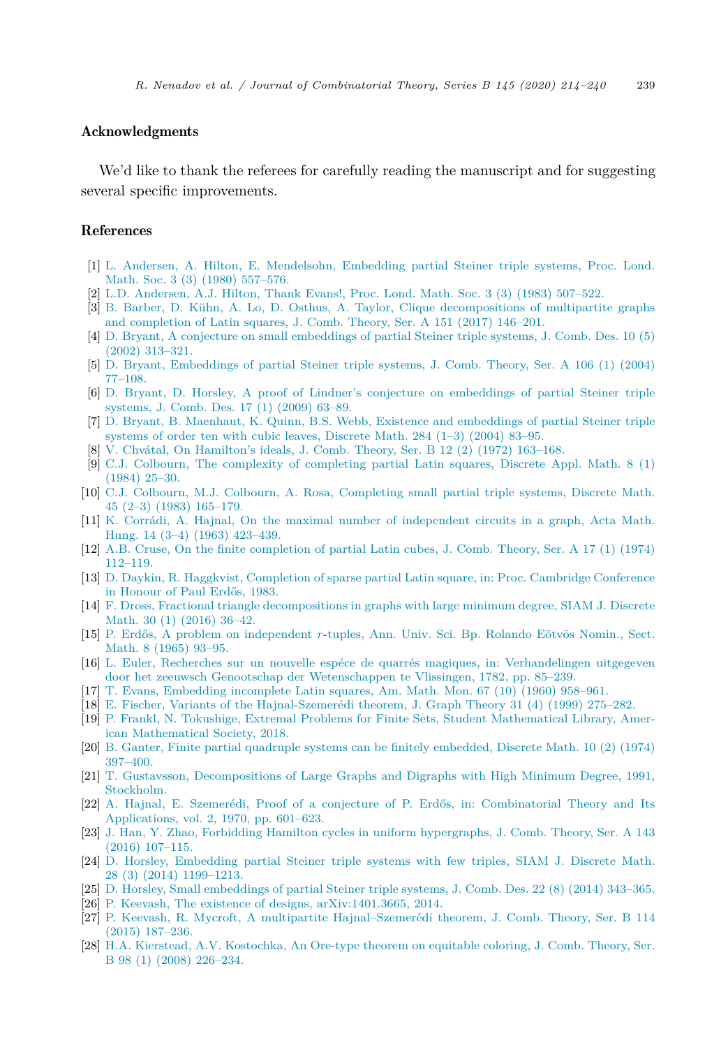## Acknowledgments

We'd like to thank the referees for carefully reading the manuscript and for suggesting several specific improvements.

## References

[1] L. Andersen, A. Hilton, E. Mendelsohn, Embedding partial Steiner triple systems, Proc. Lond. Math. Soc. 3 (3) (1980) 557–576.

[2] L.D. Andersen, A.J. Hilton, Thank Evans!, Proc. Lond. Math. Soc. 3 (3) (1983) 507–522.

[3] B. Barber, D. Kühn, A. Lo, D. Osthus, A. Taylor, Clique decompositions of multipartite graphs and completion of Latin squares, J. Comb. Theory, Ser. A 151 (2017) 146–201.

[4] D. Bryant, A conjecture on small embeddings of partial Steiner triple systems, J. Comb. Des. 10 (5) (2002) 313–321.

[5] D. Bryant, Embeddings of partial Steiner triple systems, J. Comb. Theory, Ser. A 106 (1) (2004) 77–108.

[6] D. Bryant, D. Horsley, A proof of Lindner's conjecture on embeddings of partial Steiner triple systems, J. Comb. Des. 17 (1) (2009) 63–89.

[7] D. Bryant, B. Maenhaut, K. Quinn, B.S. Webb, Existence and embeddings of partial Steiner triple systems of order ten with cubic leaves, Discrete Math. 284 (1–3) (2004) 83–95.

[8] V. Chvátal, On Hamilton's ideals, J. Comb. Theory, Ser. B 12 (2) (1972) 163–168.

[9] C.J. Colbourn, The complexity of completing partial Latin squares, Discrete Appl. Math. 8 (1) (1984) 25–30.

[10] C.J. Colbourn, M.J. Colbourn, A. Rosa, Completing small partial triple systems, Discrete Math. 45 (2–3) (1983) 165–179.

[11] K. Corrádi, A. Hajnal, On the maximal number of independent circuits in a graph, Acta Math. Hung. 14 (3–4) (1963) 423–439.

[12] A.B. Cruse, On the finite completion of partial Latin cubes, J. Comb. Theory, Ser. A 17 (1) (1974) 112–119.

[13] D. Daykin, R. Haggkvist, Completion of sparse partial Latin square, in: Proc. Cambridge Conference in Honour of Paul Erdős, 1983.

[14] F. Dross, Fractional triangle decompositions in graphs with large minimum degree, SIAM J. Discrete Math. 30 (1) (2016) 36–42.

[15] P. Erdős, A problem on independent $r$-tuples, Ann. Univ. Sci. Bp. Rolando Eötvös Nomin., Sect. Math. 8 (1965) 93–95.

[16] L. Euler, Recherches sur un nouvelle espéce de quarrés magiques, in: Verhandelingen uitgegeven door het zeeuwsch Genootschap der Wetenschappen te Vlissingen, 1782, pp. 85–239.

[17] T. Evans, Embedding incomplete Latin squares, Am. Math. Mon. 67 (10) (1960) 958–961.

[18] E. Fischer, Variants of the Hajnal-Szemerédi theorem, J. Graph Theory 31 (4) (1999) 275–282.

[19] P. Frankl, N. Tokushige, Extremal Problems for Finite Sets, Student Mathematical Library, American Mathematical Society, 2018.

[20] B. Ganter, Finite partial quadruple systems can be finitely embedded, Discrete Math. 10 (2) (1974) 397–400.

[21] T. Gustavsson, Decompositions of Large Graphs and Digraphs with High Minimum Degree, 1991, Stockholm.

[22] A. Hajnal, E. Szemerédi, Proof of a conjecture of P. Erdős, in: Combinatorial Theory and Its Applications, vol. 2, 1970, pp. 601–623.

[23] J. Han, Y. Zhao, Forbidding Hamilton cycles in uniform hypergraphs, J. Comb. Theory, Ser. A 143 (2016) 107–115.

[24] D. Horsley, Embedding partial Steiner triple systems with few triples, SIAM J. Discrete Math. 28 (3) (2014) 1199–1213.

[25] D. Horsley, Small embeddings of partial Steiner triple systems, J. Comb. Des. 22 (8) (2014) 343–365.

[26] P. Keevash, The existence of designs, arXiv:1401.3665, 2014.

[27] P. Keevash, R. Mycroft, A multipartite Hajnal–Szemerédi theorem, J. Comb. Theory, Ser. B 114 (2015) 187–236.

[28] H.A. Kierstead, A.V. Kostochka, An Ore-type theorem on equitable coloring, J. Comb. Theory, Ser. B 98 (1) (2008) 226–234.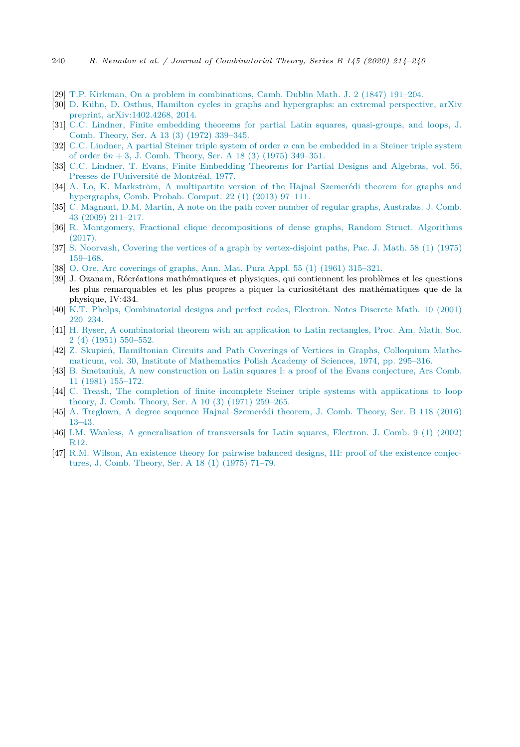[29] T.P. Kirkman, On a problem in combinations, Camb. Dublin Math. J. 2 (1847) 191–204.

[30] D. Kühn, D. Osthus, Hamilton cycles in graphs and hypergraphs: an extremal perspective, arXiv preprint, arXiv:1402.4268, 2014.

[31] C.C. Lindner, Finite embedding theorems for partial Latin squares, quasi-groups, and loops, J. Comb. Theory, Ser. A 13 (3) (1972) 339–345.

[32] C.C. Lindner, A partial Steiner triple system of order $n$ can be embedded in a Steiner triple system of order $6n + 3$, J. Comb. Theory, Ser. A 18 (3) (1975) 349–351.

[33] C.C. Lindner, T. Evans, Finite Embedding Theorems for Partial Designs and Algebras, vol. 56, Presses de l'Université de Montréal, 1977.

[34] A. Lo, K. Markström, A multipartite version of the Hajnal–Szemerédi theorem for graphs and hypergraphs, Comb. Probab. Comput. 22 (1) (2013) 97–111.

[35] C. Magnant, D.M. Martin, A note on the path cover number of regular graphs, Australas. J. Comb. 43 (2009) 211–217.

[36] R. Montgomery, Fractional clique decompositions of dense graphs, Random Struct. Algorithms (2017).

[37] S. Noorvash, Covering the vertices of a graph by vertex-disjoint paths, Pac. J. Math. 58 (1) (1975) 159–168.

[38] O. Ore, Arc coverings of graphs, Ann. Mat. Pura Appl. 55 (1) (1961) 315–321.

[39] J. Ozanam, Récréations mathématiques et physiques, qui contiennent les problèmes et les questions les plus remarquables et les plus propres a piquer la curiositétant des mathématiques que de la physique, IV:434.

[40] K.T. Phelps, Combinatorial designs and perfect codes, Electron. Notes Discrete Math. 10 (2001) 220–234.

[41] H. Ryser, A combinatorial theorem with an application to Latin rectangles, Proc. Am. Math. Soc. 2 (4) (1951) 550–552.

[42] Z. Skupień, Hamiltonian Circuits and Path Coverings of Vertices in Graphs, Colloquium Mathematicum, vol. 30, Institute of Mathematics Polish Academy of Sciences, 1974, pp. 295–316.

[43] B. Smetaniuk, A new construction on Latin squares I: a proof of the Evans conjecture, Ars Comb. 11 (1981) 155–172.

[44] C. Treash, The completion of finite incomplete Steiner triple systems with applications to loop theory, J. Comb. Theory, Ser. A 10 (3) (1971) 259–265.

[45] A. Treglown, A degree sequence Hajnal–Szemerédi theorem, J. Comb. Theory, Ser. B 118 (2016) 13–43.

[46] I.M. Wanless, A generalisation of transversals for Latin squares, Electron. J. Comb. 9 (1) (2002) R12.

[47] R.M. Wilson, An existence theory for pairwise balanced designs, III: proof of the existence conjectures, J. Comb. Theory, Ser. A 18 (1) (1975) 71–79.